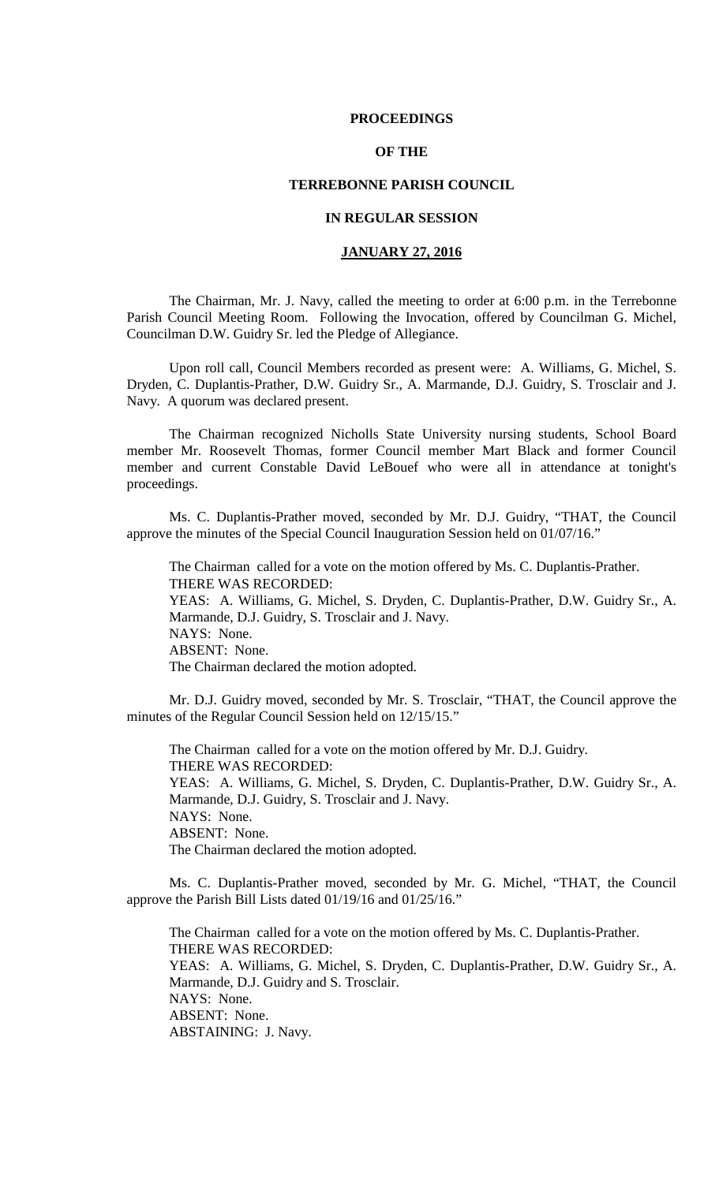**PROCEEDINGS**

**OF THE**

**TERREBONNE PARISH COUNCIL**

**IN REGULAR SESSION**

**JANUARY 27, 2016**

The Chairman, Mr. J. Navy, called the meeting to order at 6:00 p.m. in the Terrebonne Parish Council Meeting Room. Following the Invocation, offered by Councilman G. Michel, Councilman D.W. Guidry Sr. led the Pledge of Allegiance.

Upon roll call, Council Members recorded as present were: A. Williams, G. Michel, S. Dryden, C. Duplantis-Prather, D.W. Guidry Sr., A. Marmande, D.J. Guidry, S. Trosclair and J. Navy. A quorum was declared present.

The Chairman recognized Nicholls State University nursing students, School Board member Mr. Roosevelt Thomas, former Council member Mart Black and former Council member and current Constable David LeBouef who were all in attendance at tonight's proceedings.

Ms. C. Duplantis-Prather moved, seconded by Mr. D.J. Guidry, "THAT, the Council approve the minutes of the Special Council Inauguration Session held on 01/07/16."

The Chairman called for a vote on the motion offered by Ms. C. Duplantis-Prather.
THERE WAS RECORDED:
YEAS: A. Williams, G. Michel, S. Dryden, C. Duplantis-Prather, D.W. Guidry Sr., A. Marmande, D.J. Guidry, S. Trosclair and J. Navy.
NAYS: None.
ABSENT: None.
The Chairman declared the motion adopted.

Mr. D.J. Guidry moved, seconded by Mr. S. Trosclair, "THAT, the Council approve the minutes of the Regular Council Session held on 12/15/15."

The Chairman called for a vote on the motion offered by Mr. D.J. Guidry.
THERE WAS RECORDED:
YEAS: A. Williams, G. Michel, S. Dryden, C. Duplantis-Prather, D.W. Guidry Sr., A. Marmande, D.J. Guidry, S. Trosclair and J. Navy.
NAYS: None.
ABSENT: None.
The Chairman declared the motion adopted.

Ms. C. Duplantis-Prather moved, seconded by Mr. G. Michel, "THAT, the Council approve the Parish Bill Lists dated 01/19/16 and 01/25/16."

The Chairman called for a vote on the motion offered by Ms. C. Duplantis-Prather.
THERE WAS RECORDED:
YEAS: A. Williams, G. Michel, S. Dryden, C. Duplantis-Prather, D.W. Guidry Sr., A. Marmande, D.J. Guidry and S. Trosclair.
NAYS: None.
ABSENT: None.
ABSTAINING: J. Navy.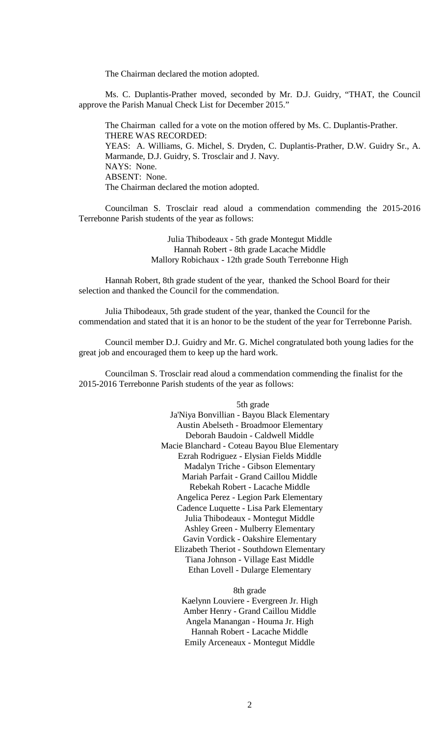The Chairman declared the motion adopted.

Ms. C. Duplantis-Prather moved, seconded by Mr. D.J. Guidry, "THAT, the Council approve the Parish Manual Check List for December 2015."

The Chairman called for a vote on the motion offered by Ms. C. Duplantis-Prather.
THERE WAS RECORDED:
YEAS: A. Williams, G. Michel, S. Dryden, C. Duplantis-Prather, D.W. Guidry Sr., A. Marmande, D.J. Guidry, S. Trosclair and J. Navy.
NAYS: None.
ABSENT: None.
The Chairman declared the motion adopted.

Councilman S. Trosclair read aloud a commendation commending the 2015-2016 Terrebonne Parish students of the year as follows:

Julia Thibodeaux - 5th grade Montegut Middle
Hannah Robert - 8th grade Lacache Middle
Mallory Robichaux - 12th grade South Terrebonne High

Hannah Robert, 8th grade student of the year, thanked the School Board for their selection and thanked the Council for the commendation.

Julia Thibodeaux, 5th grade student of the year, thanked the Council for the commendation and stated that it is an honor to be the student of the year for Terrebonne Parish.

Council member D.J. Guidry and Mr. G. Michel congratulated both young ladies for the great job and encouraged them to keep up the hard work.

Councilman S. Trosclair read aloud a commendation commending the finalist for the 2015-2016 Terrebonne Parish students of the year as follows:

5th grade
Ja'Niya Bonvillian - Bayou Black Elementary
Austin Abelseth - Broadmoor Elementary
Deborah Baudoin - Caldwell Middle
Macie Blanchard - Coteau Bayou Blue Elementary
Ezrah Rodriguez - Elysian Fields Middle
Madalyn Triche - Gibson Elementary
Mariah Parfait - Grand Caillou Middle
Rebekah Robert - Lacache Middle
Angelica Perez - Legion Park Elementary
Cadence Luquette - Lisa Park Elementary
Julia Thibodeaux - Montegut Middle
Ashley Green - Mulberry Elementary
Gavin Vordick - Oakshire Elementary
Elizabeth Theriot - Southdown Elementary
Tiana Johnson - Village East Middle
Ethan Lovell - Dularge Elementary

8th grade
Kaelynn Louviere - Evergreen Jr. High
Amber Henry - Grand Caillou Middle
Angela Manangan - Houma Jr. High
Hannah Robert - Lacache Middle
Emily Arceneaux - Montegut Middle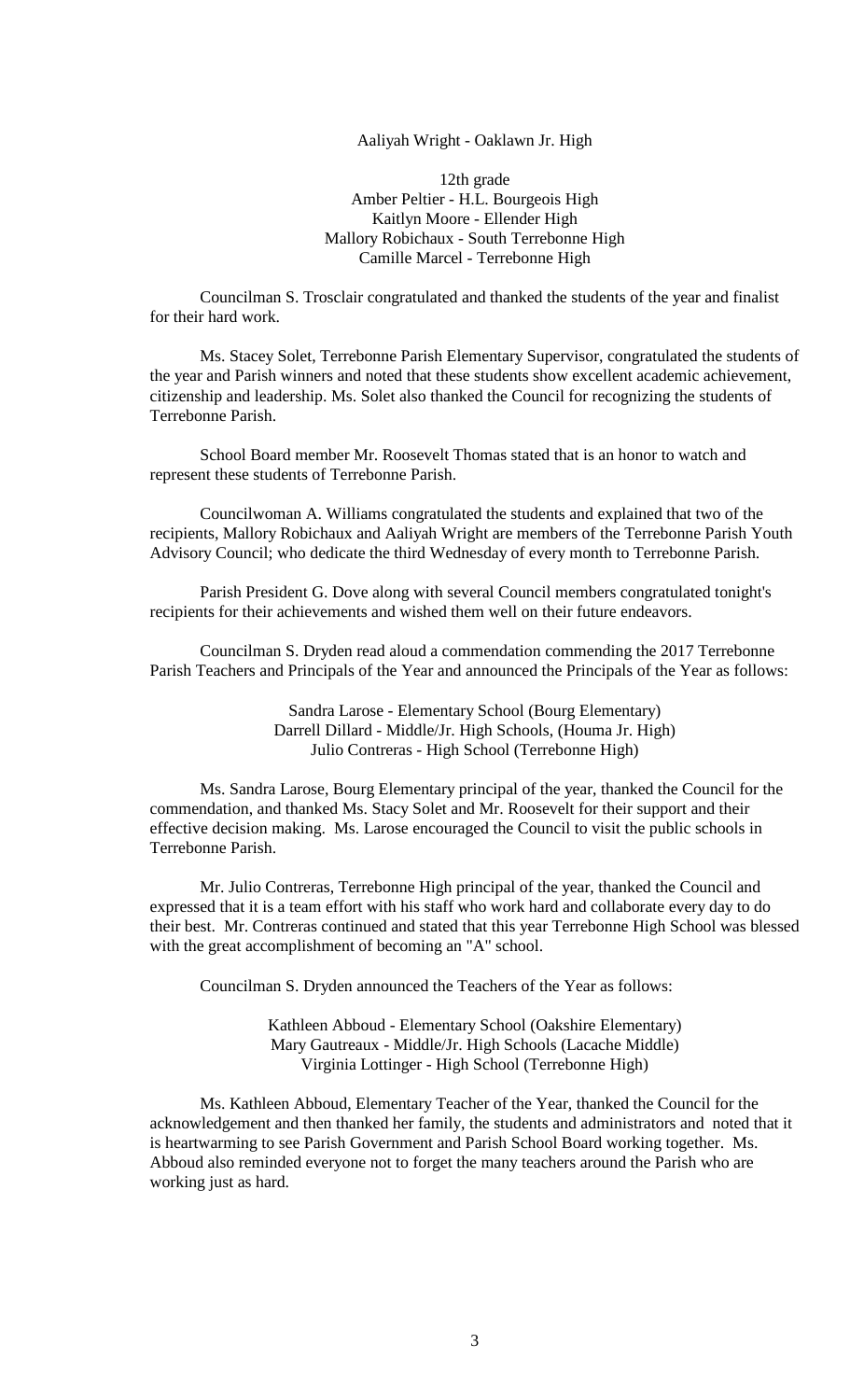Aaliyah Wright - Oaklawn Jr. High

12th grade
Amber Peltier - H.L. Bourgeois High
Kaitlyn Moore - Ellender High
Mallory Robichaux - South Terrebonne High
Camille Marcel - Terrebonne High

Councilman S. Trosclair congratulated and thanked the students of the year and finalist for their hard work.

Ms. Stacey Solet, Terrebonne Parish Elementary Supervisor, congratulated the students of the year and Parish winners and noted that these students show excellent academic achievement, citizenship and leadership. Ms. Solet also thanked the Council for recognizing the students of Terrebonne Parish.

School Board member Mr. Roosevelt Thomas stated that is an honor to watch and represent these students of Terrebonne Parish.

Councilwoman A. Williams congratulated the students and explained that two of the recipients, Mallory Robichaux and Aaliyah Wright are members of the Terrebonne Parish Youth Advisory Council; who dedicate the third Wednesday of every month to Terrebonne Parish.

Parish President G. Dove along with several Council members congratulated tonight's recipients for their achievements and wished them well on their future endeavors.

Councilman S. Dryden read aloud a commendation commending the 2017 Terrebonne Parish Teachers and Principals of the Year and announced the Principals of the Year as follows:

Sandra Larose - Elementary School (Bourg Elementary)
Darrell Dillard - Middle/Jr. High Schools, (Houma Jr. High)
Julio Contreras - High School (Terrebonne High)

Ms. Sandra Larose, Bourg Elementary principal of the year, thanked the Council for the commendation, and thanked Ms. Stacy Solet and Mr. Roosevelt for their support and their effective decision making. Ms. Larose encouraged the Council to visit the public schools in Terrebonne Parish.

Mr. Julio Contreras, Terrebonne High principal of the year, thanked the Council and expressed that it is a team effort with his staff who work hard and collaborate every day to do their best. Mr. Contreras continued and stated that this year Terrebonne High School was blessed with the great accomplishment of becoming an "A" school.

Councilman S. Dryden announced the Teachers of the Year as follows:

Kathleen Abboud - Elementary School (Oakshire Elementary)
Mary Gautreaux - Middle/Jr. High Schools (Lacache Middle)
Virginia Lottinger - High School (Terrebonne High)

Ms. Kathleen Abboud, Elementary Teacher of the Year, thanked the Council for the acknowledgement and then thanked her family, the students and administrators and noted that it is heartwarming to see Parish Government and Parish School Board working together. Ms. Abboud also reminded everyone not to forget the many teachers around the Parish who are working just as hard.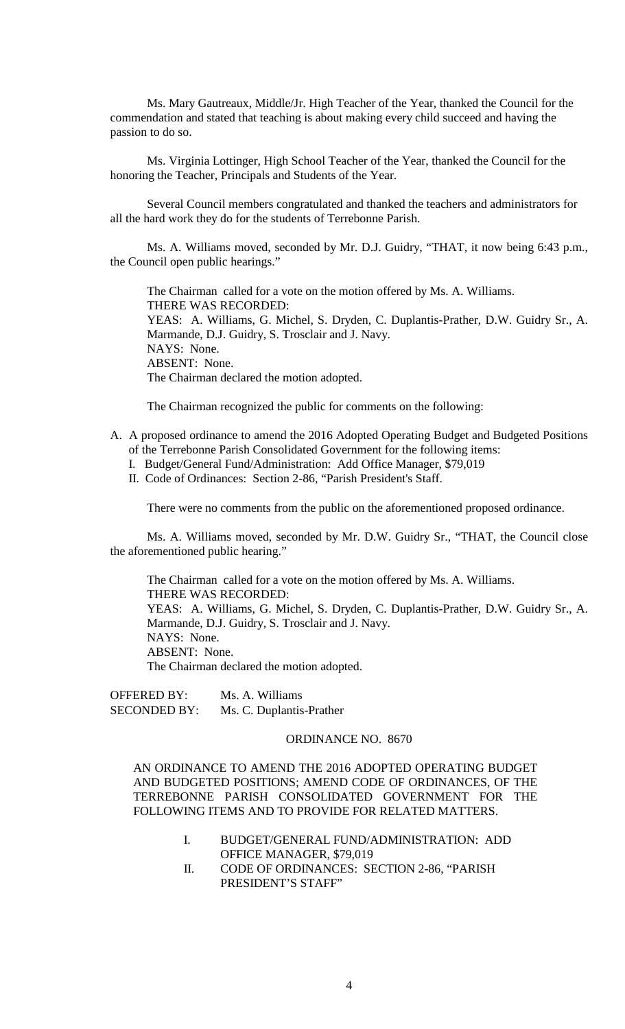Ms. Mary Gautreaux, Middle/Jr. High Teacher of the Year, thanked the Council for the commendation and stated that teaching is about making every child succeed and having the passion to do so.

Ms. Virginia Lottinger, High School Teacher of the Year, thanked the Council for the honoring the Teacher, Principals and Students of the Year.

Several Council members congratulated and thanked the teachers and administrators for all the hard work they do for the students of Terrebonne Parish.

Ms. A. Williams moved, seconded by Mr. D.J. Guidry, "THAT, it now being 6:43 p.m., the Council open public hearings."

The Chairman called for a vote on the motion offered by Ms. A. Williams.
THERE WAS RECORDED:
YEAS: A. Williams, G. Michel, S. Dryden, C. Duplantis-Prather, D.W. Guidry Sr., A. Marmande, D.J. Guidry, S. Trosclair and J. Navy.
NAYS: None.
ABSENT: None.
The Chairman declared the motion adopted.

The Chairman recognized the public for comments on the following:

A. A proposed ordinance to amend the 2016 Adopted Operating Budget and Budgeted Positions of the Terrebonne Parish Consolidated Government for the following items:
   I. Budget/General Fund/Administration: Add Office Manager, $79,019
   II. Code of Ordinances: Section 2-86, "Parish President's Staff.

There were no comments from the public on the aforementioned proposed ordinance.

Ms. A. Williams moved, seconded by Mr. D.W. Guidry Sr., "THAT, the Council close the aforementioned public hearing."

The Chairman called for a vote on the motion offered by Ms. A. Williams.
THERE WAS RECORDED:
YEAS: A. Williams, G. Michel, S. Dryden, C. Duplantis-Prather, D.W. Guidry Sr., A. Marmande, D.J. Guidry, S. Trosclair and J. Navy.
NAYS: None.
ABSENT: None.
The Chairman declared the motion adopted.

OFFERED BY: Ms. A. Williams
SECONDED BY: Ms. C. Duplantis-Prather

ORDINANCE NO. 8670

AN ORDINANCE TO AMEND THE 2016 ADOPTED OPERATING BUDGET AND BUDGETED POSITIONS; AMEND CODE OF ORDINANCES, OF THE TERREBONNE PARISH CONSOLIDATED GOVERNMENT FOR THE FOLLOWING ITEMS AND TO PROVIDE FOR RELATED MATTERS.

I. BUDGET/GENERAL FUND/ADMINISTRATION: ADD OFFICE MANAGER, $79,019
II. CODE OF ORDINANCES: SECTION 2-86, "PARISH PRESIDENT'S STAFF"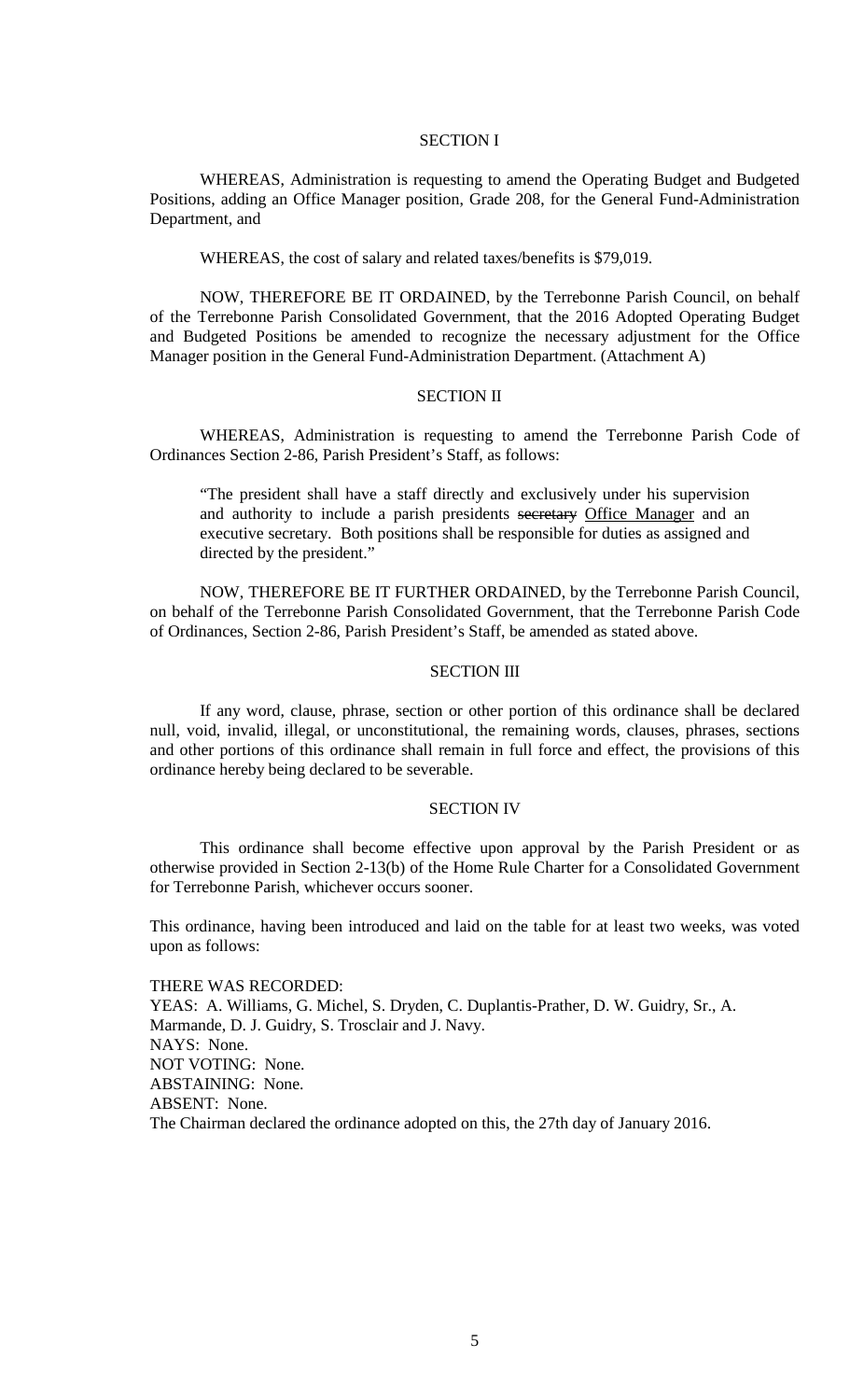SECTION I

WHEREAS, Administration is requesting to amend the Operating Budget and Budgeted Positions, adding an Office Manager position, Grade 208, for the General Fund-Administration Department, and

WHEREAS, the cost of salary and related taxes/benefits is $79,019.

NOW, THEREFORE BE IT ORDAINED, by the Terrebonne Parish Council, on behalf of the Terrebonne Parish Consolidated Government, that the 2016 Adopted Operating Budget and Budgeted Positions be amended to recognize the necessary adjustment for the Office Manager position in the General Fund-Administration Department. (Attachment A)

SECTION II

WHEREAS, Administration is requesting to amend the Terrebonne Parish Code of Ordinances Section 2-86, Parish President's Staff, as follows:

> "The president shall have a staff directly and exclusively under his supervision and authority to include a parish presidents ~~secretary~~ <u>Office Manager</u> and an executive secretary. Both positions shall be responsible for duties as assigned and directed by the president."

NOW, THEREFORE BE IT FURTHER ORDAINED, by the Terrebonne Parish Council, on behalf of the Terrebonne Parish Consolidated Government, that the Terrebonne Parish Code of Ordinances, Section 2-86, Parish President's Staff, be amended as stated above.

SECTION III

If any word, clause, phrase, section or other portion of this ordinance shall be declared null, void, invalid, illegal, or unconstitutional, the remaining words, clauses, phrases, sections and other portions of this ordinance shall remain in full force and effect, the provisions of this ordinance hereby being declared to be severable.

SECTION IV

This ordinance shall become effective upon approval by the Parish President or as otherwise provided in Section 2-13(b) of the Home Rule Charter for a Consolidated Government for Terrebonne Parish, whichever occurs sooner.

This ordinance, having been introduced and laid on the table for at least two weeks, was voted upon as follows:

THERE WAS RECORDED:
YEAS: A. Williams, G. Michel, S. Dryden, C. Duplantis-Prather, D. W. Guidry, Sr., A. Marmande, D. J. Guidry, S. Trosclair and J. Navy.
NAYS: None.
NOT VOTING: None.
ABSTAINING: None.
ABSENT: None.
The Chairman declared the ordinance adopted on this, the 27th day of January 2016.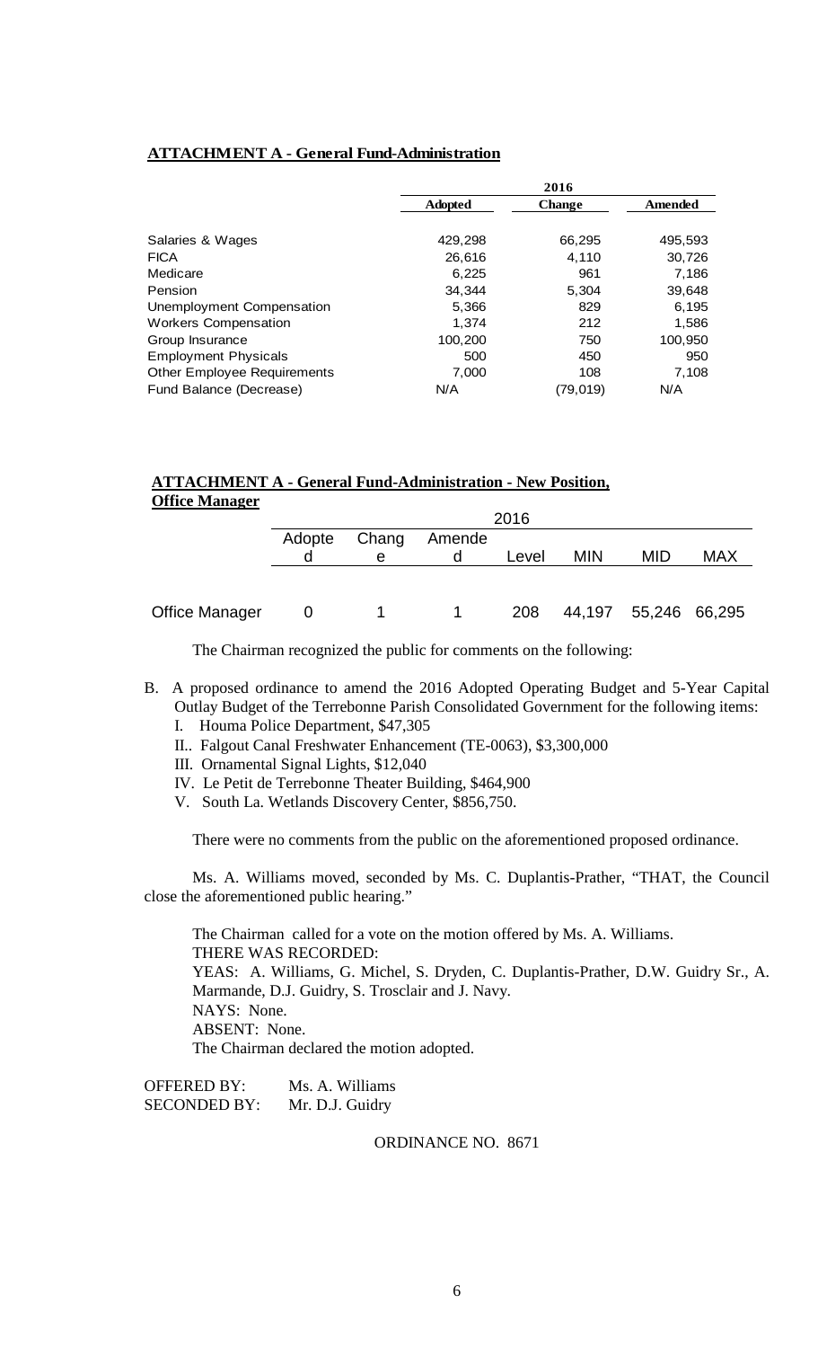**ATTACHMENT A - General Fund-Administration**

| | 2016 | | |
|---|---|---|---|
| | **Adopted** | **Change** | **Amended** |
| Salaries & Wages | 429,298 | 66,295 | 495,593 |
| FICA | 26,616 | 4,110 | 30,726 |
| Medicare | 6,225 | 961 | 7,186 |
| Pension | 34,344 | 5,304 | 39,648 |
| Unemployment Compensation | 5,366 | 829 | 6,195 |
| Workers Compensation | 1,374 | 212 | 1,586 |
| Group Insurance | 100,200 | 750 | 100,950 |
| Employment Physicals | 500 | 450 | 950 |
| Other Employee Requirements | 7,000 | 108 | 7,108 |
| Fund Balance (Decrease) | N/A | (79,019) | N/A |

**ATTACHMENT A - General Fund-Administration - New Position, Office Manager**

| | 2016 | | | | | | |
|---|---|---|---|---|---|---|---|
| | Adopted | Change | Amended | Level | MIN | MID | MAX |
| Office Manager | 0 | 1 | 1 | 208 | 44,197 | 55,246 | 66,295 |

The Chairman recognized the public for comments on the following:

B. A proposed ordinance to amend the 2016 Adopted Operating Budget and 5-Year Capital Outlay Budget of the Terrebonne Parish Consolidated Government for the following items:
   I. Houma Police Department, $47,305
   II.. Falgout Canal Freshwater Enhancement (TE-0063), $3,300,000
   III. Ornamental Signal Lights, $12,040
   IV. Le Petit de Terrebonne Theater Building, $464,900
   V. South La. Wetlands Discovery Center, $856,750.

There were no comments from the public on the aforementioned proposed ordinance.

Ms. A. Williams moved, seconded by Ms. C. Duplantis-Prather, "THAT, the Council close the aforementioned public hearing."

The Chairman called for a vote on the motion offered by Ms. A. Williams.
THERE WAS RECORDED:
YEAS: A. Williams, G. Michel, S. Dryden, C. Duplantis-Prather, D.W. Guidry Sr., A. Marmande, D.J. Guidry, S. Trosclair and J. Navy.
NAYS: None.
ABSENT: None.
The Chairman declared the motion adopted.

OFFERED BY: Ms. A. Williams
SECONDED BY: Mr. D.J. Guidry

ORDINANCE NO. 8671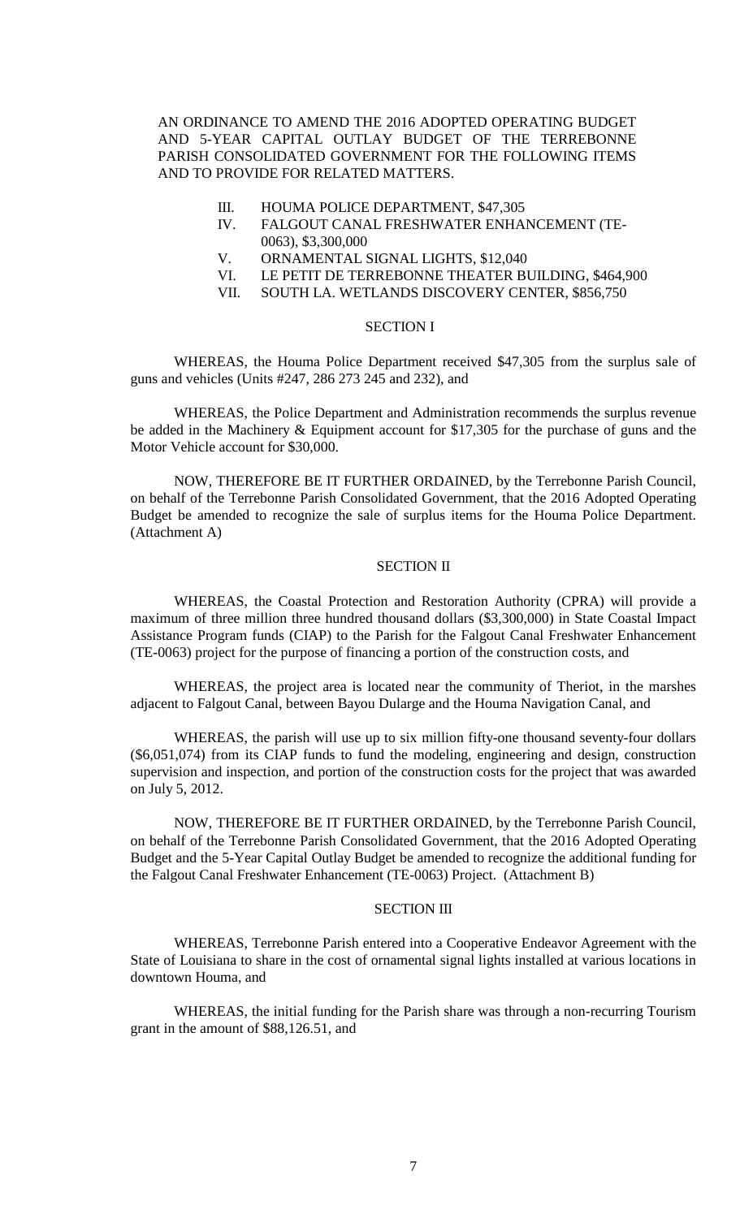AN ORDINANCE TO AMEND THE 2016 ADOPTED OPERATING BUDGET AND 5-YEAR CAPITAL OUTLAY BUDGET OF THE TERREBONNE PARISH CONSOLIDATED GOVERNMENT FOR THE FOLLOWING ITEMS AND TO PROVIDE FOR RELATED MATTERS.

- III. HOUMA POLICE DEPARTMENT, $47,305
- IV. FALGOUT CANAL FRESHWATER ENHANCEMENT (TE-0063), $3,300,000
- V. ORNAMENTAL SIGNAL LIGHTS, $12,040
- VI. LE PETIT DE TERREBONNE THEATER BUILDING, $464,900
- VII. SOUTH LA. WETLANDS DISCOVERY CENTER, $856,750

## SECTION I

WHEREAS, the Houma Police Department received $47,305 from the surplus sale of guns and vehicles (Units #247, 286 273 245 and 232), and

WHEREAS, the Police Department and Administration recommends the surplus revenue be added in the Machinery & Equipment account for $17,305 for the purchase of guns and the Motor Vehicle account for $30,000.

NOW, THEREFORE BE IT FURTHER ORDAINED, by the Terrebonne Parish Council, on behalf of the Terrebonne Parish Consolidated Government, that the 2016 Adopted Operating Budget be amended to recognize the sale of surplus items for the Houma Police Department. (Attachment A)

## SECTION II

WHEREAS, the Coastal Protection and Restoration Authority (CPRA) will provide a maximum of three million three hundred thousand dollars ($3,300,000) in State Coastal Impact Assistance Program funds (CIAP) to the Parish for the Falgout Canal Freshwater Enhancement (TE-0063) project for the purpose of financing a portion of the construction costs, and

WHEREAS, the project area is located near the community of Theriot, in the marshes adjacent to Falgout Canal, between Bayou Dularge and the Houma Navigation Canal, and

WHEREAS, the parish will use up to six million fifty-one thousand seventy-four dollars ($6,051,074) from its CIAP funds to fund the modeling, engineering and design, construction supervision and inspection, and portion of the construction costs for the project that was awarded on July 5, 2012.

NOW, THEREFORE BE IT FURTHER ORDAINED, by the Terrebonne Parish Council, on behalf of the Terrebonne Parish Consolidated Government, that the 2016 Adopted Operating Budget and the 5-Year Capital Outlay Budget be amended to recognize the additional funding for the Falgout Canal Freshwater Enhancement (TE-0063) Project. (Attachment B)

## SECTION III

WHEREAS, Terrebonne Parish entered into a Cooperative Endeavor Agreement with the State of Louisiana to share in the cost of ornamental signal lights installed at various locations in downtown Houma, and

WHEREAS, the initial funding for the Parish share was through a non-recurring Tourism grant in the amount of $88,126.51, and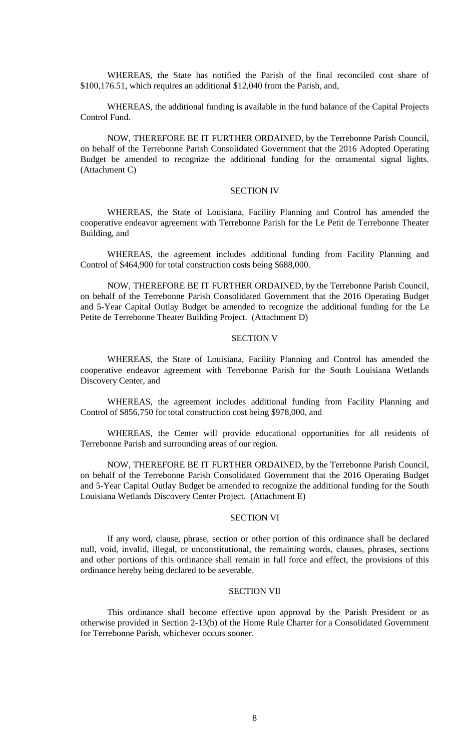WHEREAS, the State has notified the Parish of the final reconciled cost share of $100,176.51, which requires an additional $12,040 from the Parish, and,

WHEREAS, the additional funding is available in the fund balance of the Capital Projects Control Fund.

NOW, THEREFORE BE IT FURTHER ORDAINED, by the Terrebonne Parish Council, on behalf of the Terrebonne Parish Consolidated Government that the 2016 Adopted Operating Budget be amended to recognize the additional funding for the ornamental signal lights. (Attachment C)

SECTION IV

WHEREAS, the State of Louisiana, Facility Planning and Control has amended the cooperative endeavor agreement with Terrebonne Parish for the Le Petit de Terrebonne Theater Building, and

WHEREAS, the agreement includes additional funding from Facility Planning and Control of $464,900 for total construction costs being $688,000.

NOW, THEREFORE BE IT FURTHER ORDAINED, by the Terrebonne Parish Council, on behalf of the Terrebonne Parish Consolidated Government that the 2016 Operating Budget and 5-Year Capital Outlay Budget be amended to recognize the additional funding for the Le Petite de Terrebonne Theater Building Project. (Attachment D)

SECTION V

WHEREAS, the State of Louisiana, Facility Planning and Control has amended the cooperative endeavor agreement with Terrebonne Parish for the South Louisiana Wetlands Discovery Center, and

WHEREAS, the agreement includes additional funding from Facility Planning and Control of $856,750 for total construction cost being $978,000, and

WHEREAS, the Center will provide educational opportunities for all residents of Terrebonne Parish and surrounding areas of our region.

NOW, THEREFORE BE IT FURTHER ORDAINED, by the Terrebonne Parish Council, on behalf of the Terrebonne Parish Consolidated Government that the 2016 Operating Budget and 5-Year Capital Outlay Budget be amended to recognize the additional funding for the South Louisiana Wetlands Discovery Center Project. (Attachment E)

SECTION VI

If any word, clause, phrase, section or other portion of this ordinance shall be declared null, void, invalid, illegal, or unconstitutional, the remaining words, clauses, phrases, sections and other portions of this ordinance shall remain in full force and effect, the provisions of this ordinance hereby being declared to be severable.

SECTION VII

This ordinance shall become effective upon approval by the Parish President or as otherwise provided in Section 2-13(b) of the Home Rule Charter for a Consolidated Government for Terrebonne Parish, whichever occurs sooner.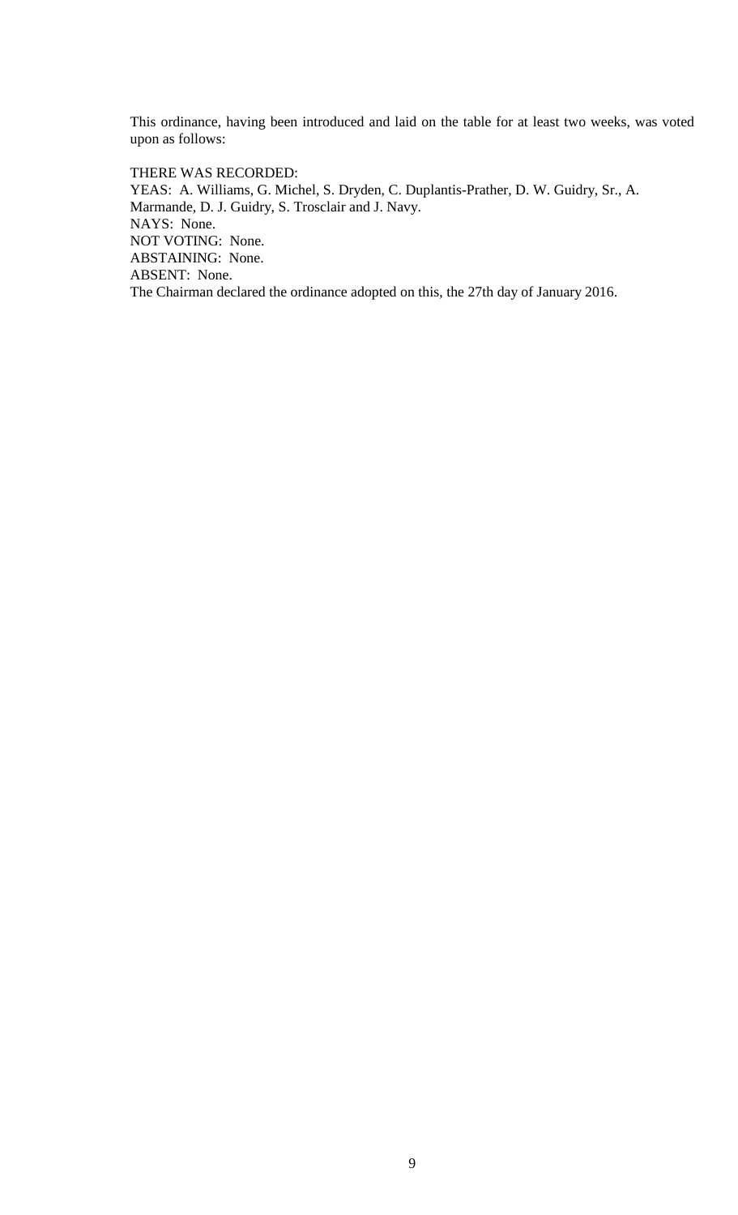This ordinance, having been introduced and laid on the table for at least two weeks, was voted upon as follows:

THERE WAS RECORDED:
YEAS: A. Williams, G. Michel, S. Dryden, C. Duplantis-Prather, D. W. Guidry, Sr., A. Marmande, D. J. Guidry, S. Trosclair and J. Navy.
NAYS: None.
NOT VOTING: None.
ABSTAINING: None.
ABSENT: None.
The Chairman declared the ordinance adopted on this, the 27th day of January 2016.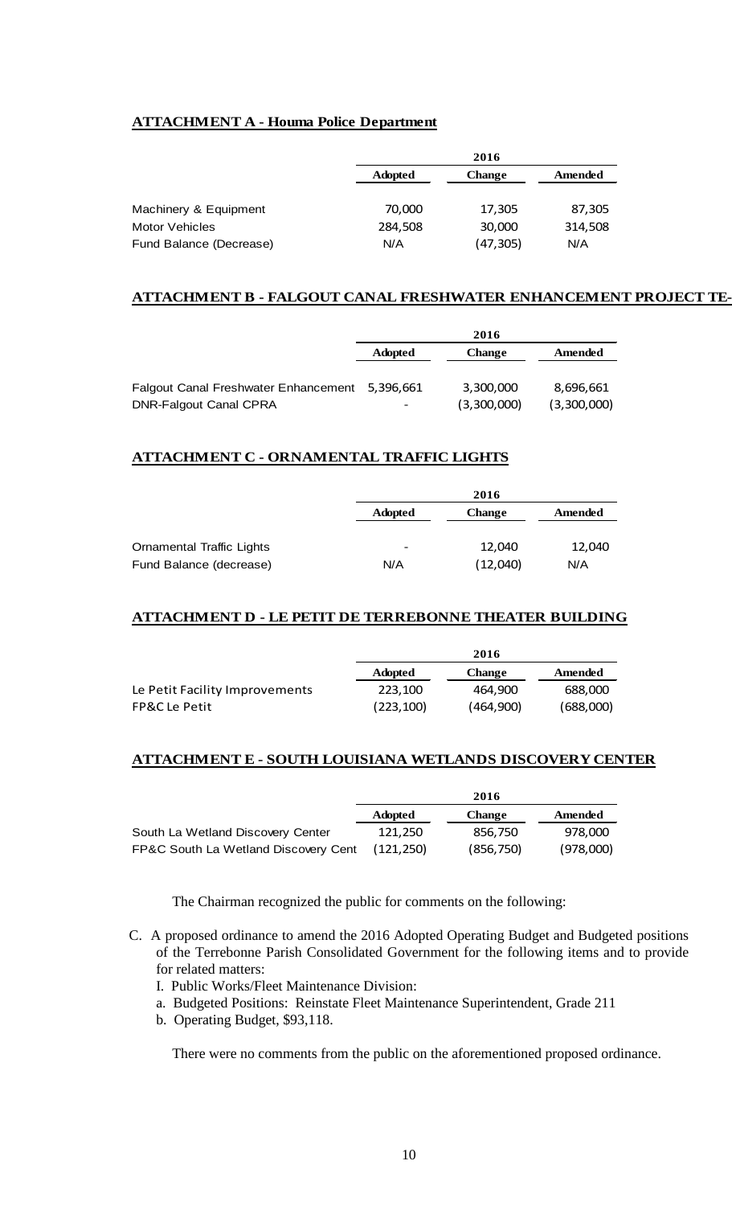**ATTACHMENT A - Houma Police Department**

| | 2016 | | |
|---|---|---|---|
| | Adopted | Change | Amended |
| Machinery & Equipment | 70,000 | 17,305 | 87,305 |
| Motor Vehicles | 284,508 | 30,000 | 314,508 |
| Fund Balance (Decrease) | N/A | (47,305) | N/A |

**ATTACHMENT B - FALGOUT CANAL FRESHWATER ENHANCEMENT PROJECT TE-**

| | 2016 | | |
|---|---|---|---|
| | Adopted | Change | Amended |
| Falgout Canal Freshwater Enhancement | 5,396,661 | 3,300,000 | 8,696,661 |
| DNR-Falgout Canal CPRA | - | (3,300,000) | (3,300,000) |

**ATTACHMENT C - ORNAMENTAL TRAFFIC LIGHTS**

| | 2016 | | |
|---|---|---|---|
| | Adopted | Change | Amended |
| Ornamental Traffic Lights | - | 12,040 | 12,040 |
| Fund Balance (decrease) | N/A | (12,040) | N/A |

**ATTACHMENT D - LE PETIT DE TERREBONNE THEATER BUILDING**

| | 2016 | | |
|---|---|---|---|
| | Adopted | Change | Amended |
| Le Petit Facility Improvements | 223,100 | 464,900 | 688,000 |
| FP&C Le Petit | (223,100) | (464,900) | (688,000) |

**ATTACHMENT E - SOUTH LOUISIANA WETLANDS DISCOVERY CENTER**

| | 2016 | | |
|---|---|---|---|
| | Adopted | Change | Amended |
| South La Wetland Discovery Center | 121,250 | 856,750 | 978,000 |
| FP&C South La Wetland Discovery Cent | (121,250) | (856,750) | (978,000) |

The Chairman recognized the public for comments on the following:

C. A proposed ordinance to amend the 2016 Adopted Operating Budget and Budgeted positions of the Terrebonne Parish Consolidated Government for the following items and to provide for related matters:
   I. Public Works/Fleet Maintenance Division:
   a. Budgeted Positions: Reinstate Fleet Maintenance Superintendent, Grade 211
   b. Operating Budget, $93,118.

There were no comments from the public on the aforementioned proposed ordinance.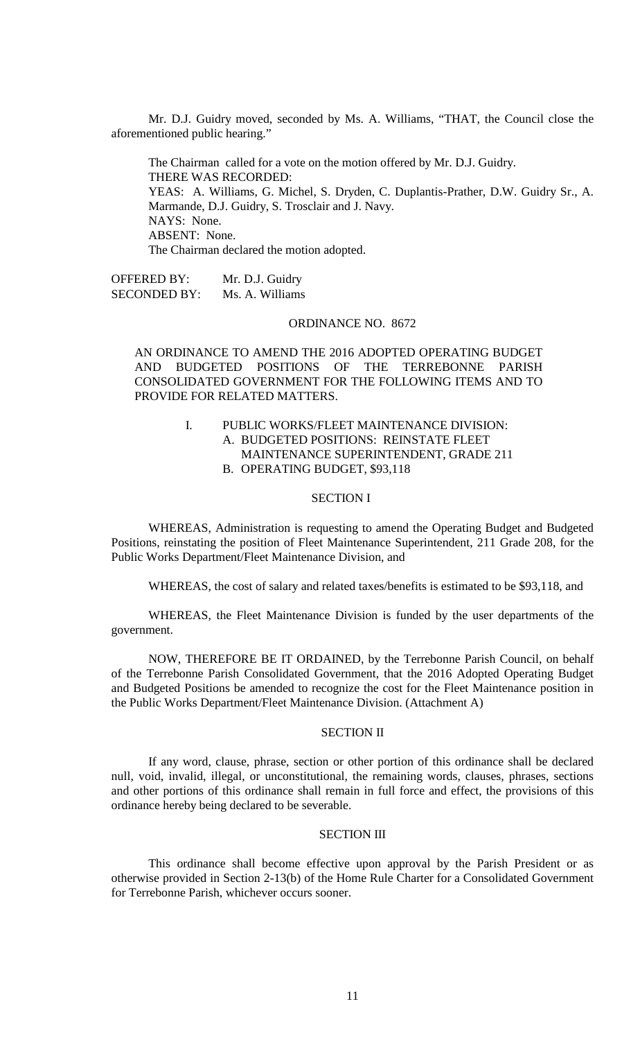Mr. D.J. Guidry moved, seconded by Ms. A. Williams, "THAT, the Council close the aforementioned public hearing."

The Chairman called for a vote on the motion offered by Mr. D.J. Guidry.
THERE WAS RECORDED:
YEAS: A. Williams, G. Michel, S. Dryden, C. Duplantis-Prather, D.W. Guidry Sr., A. Marmande, D.J. Guidry, S. Trosclair and J. Navy.
NAYS: None.
ABSENT: None.
The Chairman declared the motion adopted.

OFFERED BY: Mr. D.J. Guidry
SECONDED BY: Ms. A. Williams

ORDINANCE NO. 8672

AN ORDINANCE TO AMEND THE 2016 ADOPTED OPERATING BUDGET AND BUDGETED POSITIONS OF THE TERREBONNE PARISH CONSOLIDATED GOVERNMENT FOR THE FOLLOWING ITEMS AND TO PROVIDE FOR RELATED MATTERS.

I. PUBLIC WORKS/FLEET MAINTENANCE DIVISION:
   A. BUDGETED POSITIONS: REINSTATE FLEET MAINTENANCE SUPERINTENDENT, GRADE 211
   B. OPERATING BUDGET, $93,118

SECTION I

WHEREAS, Administration is requesting to amend the Operating Budget and Budgeted Positions, reinstating the position of Fleet Maintenance Superintendent, 211 Grade 208, for the Public Works Department/Fleet Maintenance Division, and

WHEREAS, the cost of salary and related taxes/benefits is estimated to be $93,118, and

WHEREAS, the Fleet Maintenance Division is funded by the user departments of the government.

NOW, THEREFORE BE IT ORDAINED, by the Terrebonne Parish Council, on behalf of the Terrebonne Parish Consolidated Government, that the 2016 Adopted Operating Budget and Budgeted Positions be amended to recognize the cost for the Fleet Maintenance position in the Public Works Department/Fleet Maintenance Division. (Attachment A)

SECTION II

If any word, clause, phrase, section or other portion of this ordinance shall be declared null, void, invalid, illegal, or unconstitutional, the remaining words, clauses, phrases, sections and other portions of this ordinance shall remain in full force and effect, the provisions of this ordinance hereby being declared to be severable.

SECTION III

This ordinance shall become effective upon approval by the Parish President or as otherwise provided in Section 2-13(b) of the Home Rule Charter for a Consolidated Government for Terrebonne Parish, whichever occurs sooner.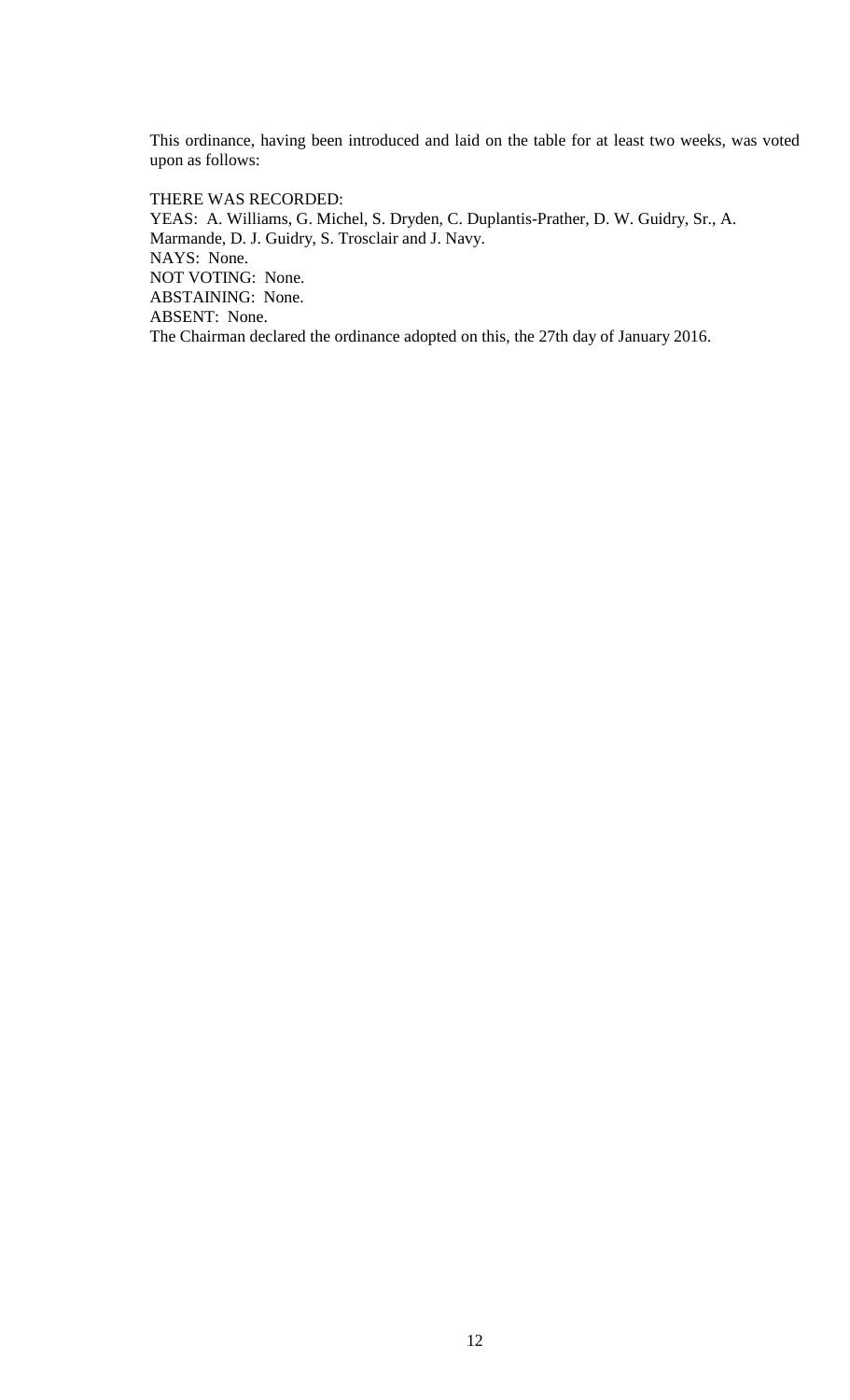This ordinance, having been introduced and laid on the table for at least two weeks, was voted upon as follows:

THERE WAS RECORDED:
YEAS: A. Williams, G. Michel, S. Dryden, C. Duplantis-Prather, D. W. Guidry, Sr., A. Marmande, D. J. Guidry, S. Trosclair and J. Navy.
NAYS: None.
NOT VOTING: None.
ABSTAINING: None.
ABSENT: None.
The Chairman declared the ordinance adopted on this, the 27th day of January 2016.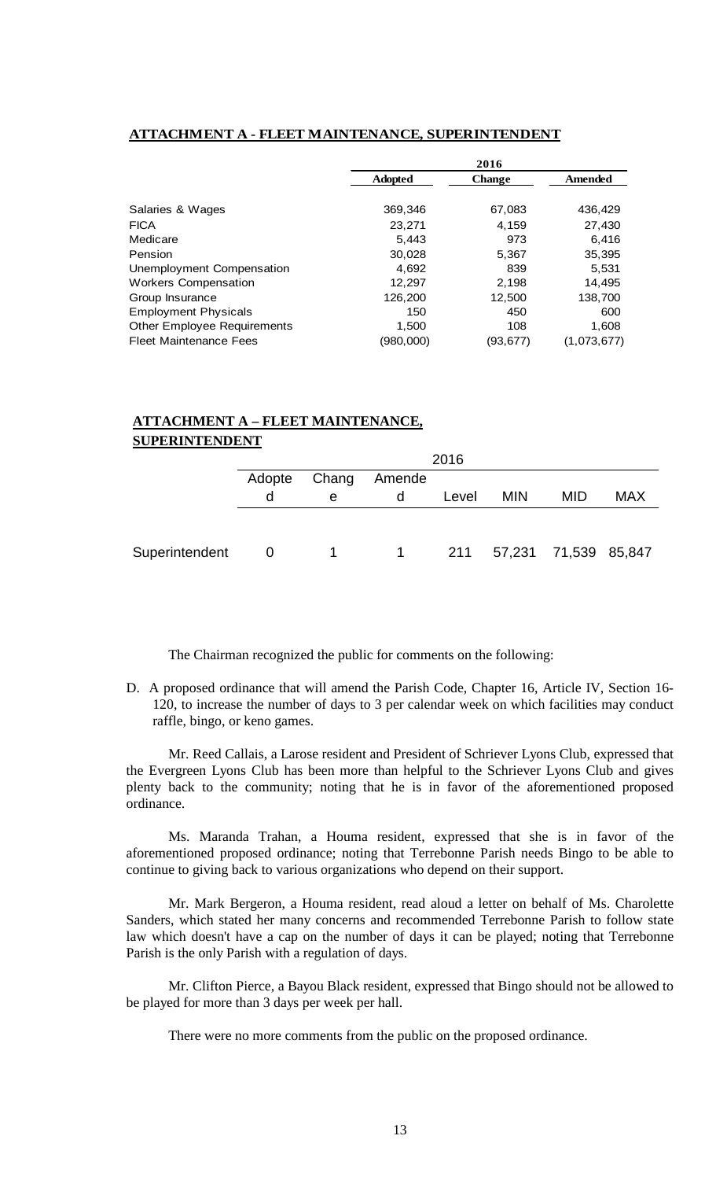**ATTACHMENT A - FLEET MAINTENANCE, SUPERINTENDENT**

| | 2016 | | |
|---|---|---|---|
| | **Adopted** | **Change** | **Amended** |
| Salaries & Wages | 369,346 | 67,083 | 436,429 |
| FICA | 23,271 | 4,159 | 27,430 |
| Medicare | 5,443 | 973 | 6,416 |
| Pension | 30,028 | 5,367 | 35,395 |
| Unemployment Compensation | 4,692 | 839 | 5,531 |
| Workers Compensation | 12,297 | 2,198 | 14,495 |
| Group Insurance | 126,200 | 12,500 | 138,700 |
| Employment Physicals | 150 | 450 | 600 |
| Other Employee Requirements | 1,500 | 108 | 1,608 |
| Fleet Maintenance Fees | (980,000) | (93,677) | (1,073,677) |

**ATTACHMENT A – FLEET MAINTENANCE, SUPERINTENDENT**

| | 2016 | | | | | | |
|---|---|---|---|---|---|---|---|
| | Adopted | Change | Amended | Level | MIN | MID | MAX |
| Superintendent | 0 | 1 | 1 | 211 | 57,231 | 71,539 | 85,847 |

The Chairman recognized the public for comments on the following:

D. A proposed ordinance that will amend the Parish Code, Chapter 16, Article IV, Section 16-120, to increase the number of days to 3 per calendar week on which facilities may conduct raffle, bingo, or keno games.

Mr. Reed Callais, a Larose resident and President of Schriever Lyons Club, expressed that the Evergreen Lyons Club has been more than helpful to the Schriever Lyons Club and gives plenty back to the community; noting that he is in favor of the aforementioned proposed ordinance.

Ms. Maranda Trahan, a Houma resident, expressed that she is in favor of the aforementioned proposed ordinance; noting that Terrebonne Parish needs Bingo to be able to continue to giving back to various organizations who depend on their support.

Mr. Mark Bergeron, a Houma resident, read aloud a letter on behalf of Ms. Charolette Sanders, which stated her many concerns and recommended Terrebonne Parish to follow state law which doesn't have a cap on the number of days it can be played; noting that Terrebonne Parish is the only Parish with a regulation of days.

Mr. Clifton Pierce, a Bayou Black resident, expressed that Bingo should not be allowed to be played for more than 3 days per week per hall.

There were no more comments from the public on the proposed ordinance.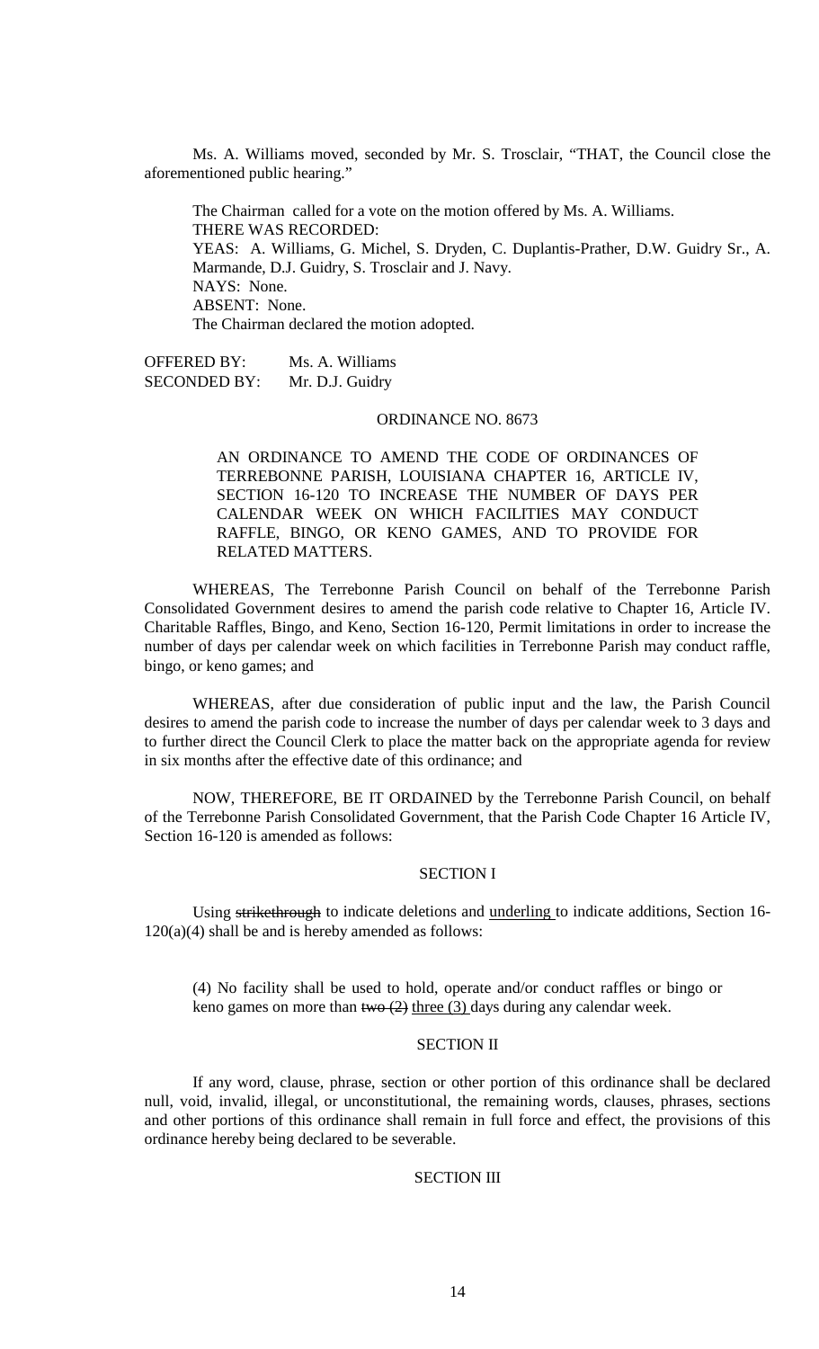Ms. A. Williams moved, seconded by Mr. S. Trosclair, "THAT, the Council close the aforementioned public hearing."

The Chairman called for a vote on the motion offered by Ms. A. Williams.
THERE WAS RECORDED:
YEAS: A. Williams, G. Michel, S. Dryden, C. Duplantis-Prather, D.W. Guidry Sr., A. Marmande, D.J. Guidry, S. Trosclair and J. Navy.
NAYS: None.
ABSENT: None.
The Chairman declared the motion adopted.

OFFERED BY: Ms. A. Williams
SECONDED BY: Mr. D.J. Guidry

ORDINANCE NO. 8673

AN ORDINANCE TO AMEND THE CODE OF ORDINANCES OF TERREBONNE PARISH, LOUISIANA CHAPTER 16, ARTICLE IV, SECTION 16-120 TO INCREASE THE NUMBER OF DAYS PER CALENDAR WEEK ON WHICH FACILITIES MAY CONDUCT RAFFLE, BINGO, OR KENO GAMES, AND TO PROVIDE FOR RELATED MATTERS.

WHEREAS, The Terrebonne Parish Council on behalf of the Terrebonne Parish Consolidated Government desires to amend the parish code relative to Chapter 16, Article IV. Charitable Raffles, Bingo, and Keno, Section 16-120, Permit limitations in order to increase the number of days per calendar week on which facilities in Terrebonne Parish may conduct raffle, bingo, or keno games; and

WHEREAS, after due consideration of public input and the law, the Parish Council desires to amend the parish code to increase the number of days per calendar week to 3 days and to further direct the Council Clerk to place the matter back on the appropriate agenda for review in six months after the effective date of this ordinance; and

NOW, THEREFORE, BE IT ORDAINED by the Terrebonne Parish Council, on behalf of the Terrebonne Parish Consolidated Government, that the Parish Code Chapter 16 Article IV, Section 16-120 is amended as follows:

SECTION I

Using ~~strikethrough~~ to indicate deletions and <u>underling</u> to indicate additions, Section 16-120(a)(4) shall be and is hereby amended as follows:

(4) No facility shall be used to hold, operate and/or conduct raffles or bingo or keno games on more than ~~two (2)~~ <u>three (3)</u> days during any calendar week.

SECTION II

If any word, clause, phrase, section or other portion of this ordinance shall be declared null, void, invalid, illegal, or unconstitutional, the remaining words, clauses, phrases, sections and other portions of this ordinance shall remain in full force and effect, the provisions of this ordinance hereby being declared to be severable.

SECTION III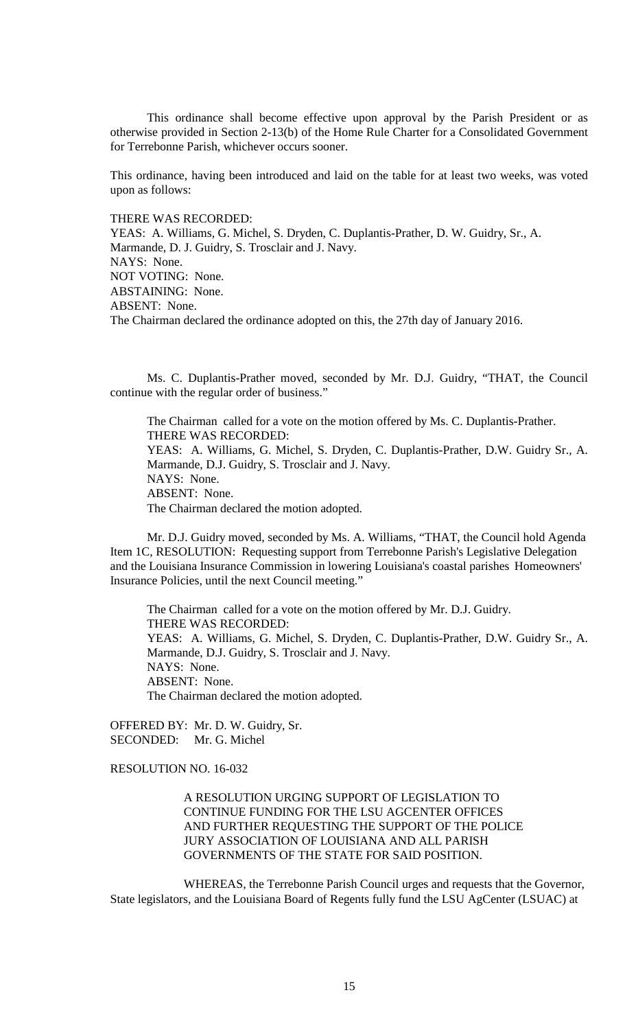This ordinance shall become effective upon approval by the Parish President or as otherwise provided in Section 2-13(b) of the Home Rule Charter for a Consolidated Government for Terrebonne Parish, whichever occurs sooner.

This ordinance, having been introduced and laid on the table for at least two weeks, was voted upon as follows:

THERE WAS RECORDED:
YEAS: A. Williams, G. Michel, S. Dryden, C. Duplantis-Prather, D. W. Guidry, Sr., A. Marmande, D. J. Guidry, S. Trosclair and J. Navy.
NAYS: None.
NOT VOTING: None.
ABSTAINING: None.
ABSENT: None.
The Chairman declared the ordinance adopted on this, the 27th day of January 2016.

Ms. C. Duplantis-Prather moved, seconded by Mr. D.J. Guidry, "THAT, the Council continue with the regular order of business."

The Chairman called for a vote on the motion offered by Ms. C. Duplantis-Prather.
THERE WAS RECORDED:
YEAS: A. Williams, G. Michel, S. Dryden, C. Duplantis-Prather, D.W. Guidry Sr., A. Marmande, D.J. Guidry, S. Trosclair and J. Navy.
NAYS: None.
ABSENT: None.
The Chairman declared the motion adopted.

Mr. D.J. Guidry moved, seconded by Ms. A. Williams, "THAT, the Council hold Agenda Item 1C, RESOLUTION: Requesting support from Terrebonne Parish's Legislative Delegation and the Louisiana Insurance Commission in lowering Louisiana's coastal parishes Homeowners' Insurance Policies, until the next Council meeting."

The Chairman called for a vote on the motion offered by Mr. D.J. Guidry.
THERE WAS RECORDED:
YEAS: A. Williams, G. Michel, S. Dryden, C. Duplantis-Prather, D.W. Guidry Sr., A. Marmande, D.J. Guidry, S. Trosclair and J. Navy.
NAYS: None.
ABSENT: None.
The Chairman declared the motion adopted.

OFFERED BY: Mr. D. W. Guidry, Sr.
SECONDED: Mr. G. Michel

RESOLUTION NO. 16-032

A RESOLUTION URGING SUPPORT OF LEGISLATION TO CONTINUE FUNDING FOR THE LSU AGCENTER OFFICES AND FURTHER REQUESTING THE SUPPORT OF THE POLICE JURY ASSOCIATION OF LOUISIANA AND ALL PARISH GOVERNMENTS OF THE STATE FOR SAID POSITION.

WHEREAS, the Terrebonne Parish Council urges and requests that the Governor, State legislators, and the Louisiana Board of Regents fully fund the LSU AgCenter (LSUAC) at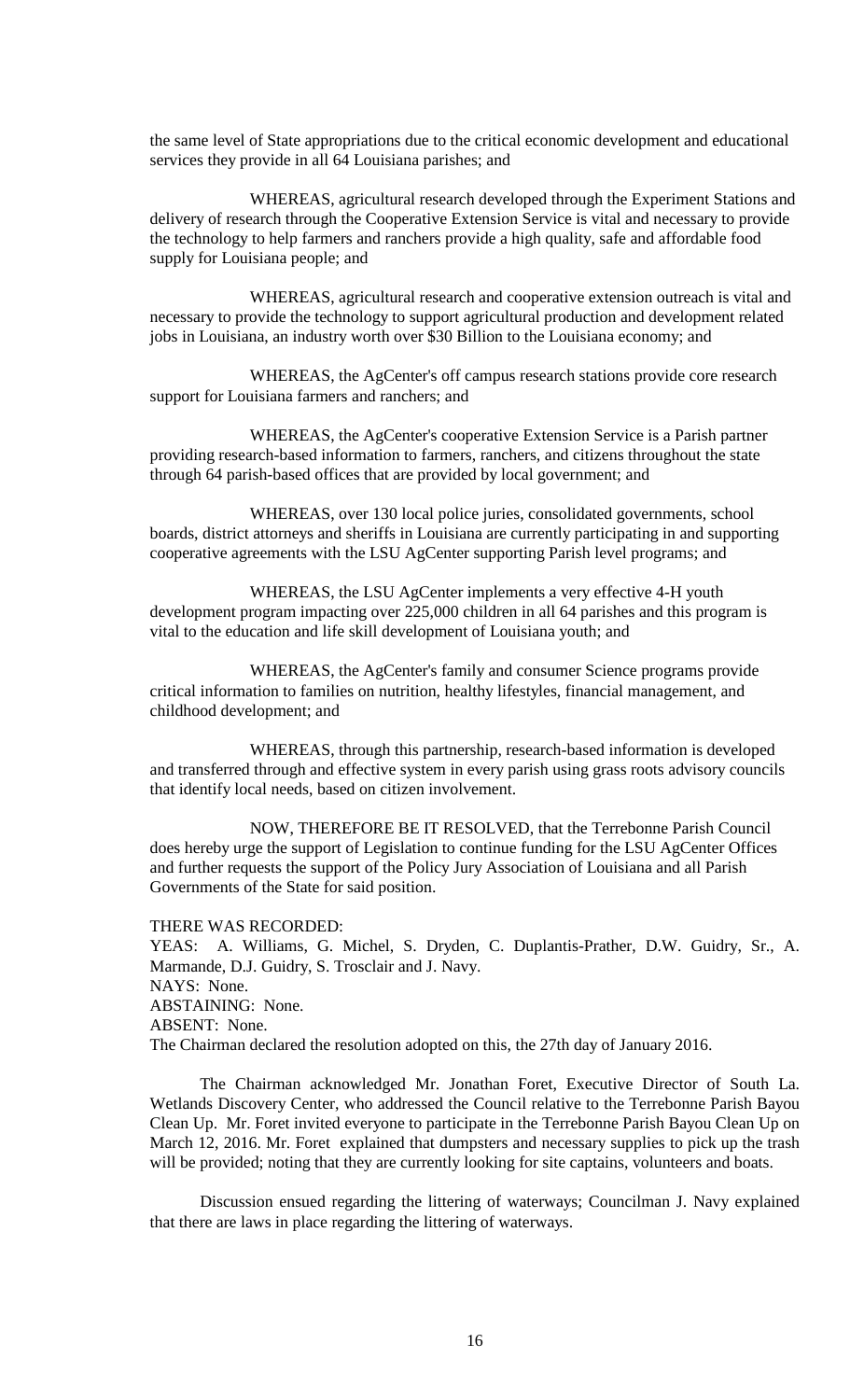the same level of State appropriations due to the critical economic development and educational services they provide in all 64 Louisiana parishes; and

WHEREAS, agricultural research developed through the Experiment Stations and delivery of research through the Cooperative Extension Service is vital and necessary to provide the technology to help farmers and ranchers provide a high quality, safe and affordable food supply for Louisiana people; and

WHEREAS, agricultural research and cooperative extension outreach is vital and necessary to provide the technology to support agricultural production and development related jobs in Louisiana, an industry worth over $30 Billion to the Louisiana economy; and

WHEREAS, the AgCenter's off campus research stations provide core research support for Louisiana farmers and ranchers; and

WHEREAS, the AgCenter's cooperative Extension Service is a Parish partner providing research-based information to farmers, ranchers, and citizens throughout the state through 64 parish-based offices that are provided by local government; and

WHEREAS, over 130 local police juries, consolidated governments, school boards, district attorneys and sheriffs in Louisiana are currently participating in and supporting cooperative agreements with the LSU AgCenter supporting Parish level programs; and

WHEREAS, the LSU AgCenter implements a very effective 4-H youth development program impacting over 225,000 children in all 64 parishes and this program is vital to the education and life skill development of Louisiana youth; and

WHEREAS, the AgCenter's family and consumer Science programs provide critical information to families on nutrition, healthy lifestyles, financial management, and childhood development; and

WHEREAS, through this partnership, research-based information is developed and transferred through and effective system in every parish using grass roots advisory councils that identify local needs, based on citizen involvement.

NOW, THEREFORE BE IT RESOLVED, that the Terrebonne Parish Council does hereby urge the support of Legislation to continue funding for the LSU AgCenter Offices and further requests the support of the Policy Jury Association of Louisiana and all Parish Governments of the State for said position.

THERE WAS RECORDED:
YEAS: A. Williams, G. Michel, S. Dryden, C. Duplantis-Prather, D.W. Guidry, Sr., A. Marmande, D.J. Guidry, S. Trosclair and J. Navy.
NAYS: None.
ABSTAINING: None.
ABSENT: None.
The Chairman declared the resolution adopted on this, the 27th day of January 2016.

The Chairman acknowledged Mr. Jonathan Foret, Executive Director of South La. Wetlands Discovery Center, who addressed the Council relative to the Terrebonne Parish Bayou Clean Up. Mr. Foret invited everyone to participate in the Terrebonne Parish Bayou Clean Up on March 12, 2016. Mr. Foret explained that dumpsters and necessary supplies to pick up the trash will be provided; noting that they are currently looking for site captains, volunteers and boats.

Discussion ensued regarding the littering of waterways; Councilman J. Navy explained that there are laws in place regarding the littering of waterways.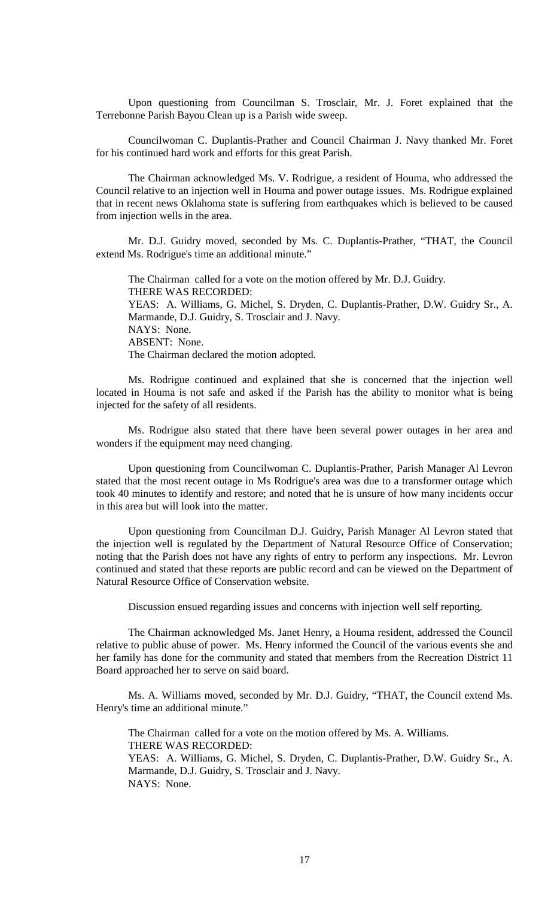Upon questioning from Councilman S. Trosclair, Mr. J. Foret explained that the Terrebonne Parish Bayou Clean up is a Parish wide sweep.

Councilwoman C. Duplantis-Prather and Council Chairman J. Navy thanked Mr. Foret for his continued hard work and efforts for this great Parish.

The Chairman acknowledged Ms. V. Rodrigue, a resident of Houma, who addressed the Council relative to an injection well in Houma and power outage issues. Ms. Rodrigue explained that in recent news Oklahoma state is suffering from earthquakes which is believed to be caused from injection wells in the area.

Mr. D.J. Guidry moved, seconded by Ms. C. Duplantis-Prather, "THAT, the Council extend Ms. Rodrigue's time an additional minute."

The Chairman called for a vote on the motion offered by Mr. D.J. Guidry.
THERE WAS RECORDED:
YEAS: A. Williams, G. Michel, S. Dryden, C. Duplantis-Prather, D.W. Guidry Sr., A. Marmande, D.J. Guidry, S. Trosclair and J. Navy.
NAYS: None.
ABSENT: None.
The Chairman declared the motion adopted.

Ms. Rodrigue continued and explained that she is concerned that the injection well located in Houma is not safe and asked if the Parish has the ability to monitor what is being injected for the safety of all residents.

Ms. Rodrigue also stated that there have been several power outages in her area and wonders if the equipment may need changing.

Upon questioning from Councilwoman C. Duplantis-Prather, Parish Manager Al Levron stated that the most recent outage in Ms Rodrigue's area was due to a transformer outage which took 40 minutes to identify and restore; and noted that he is unsure of how many incidents occur in this area but will look into the matter.

Upon questioning from Councilman D.J. Guidry, Parish Manager Al Levron stated that the injection well is regulated by the Department of Natural Resource Office of Conservation; noting that the Parish does not have any rights of entry to perform any inspections. Mr. Levron continued and stated that these reports are public record and can be viewed on the Department of Natural Resource Office of Conservation website.

Discussion ensued regarding issues and concerns with injection well self reporting.

The Chairman acknowledged Ms. Janet Henry, a Houma resident, addressed the Council relative to public abuse of power. Ms. Henry informed the Council of the various events she and her family has done for the community and stated that members from the Recreation District 11 Board approached her to serve on said board.

Ms. A. Williams moved, seconded by Mr. D.J. Guidry, "THAT, the Council extend Ms. Henry's time an additional minute."

The Chairman called for a vote on the motion offered by Ms. A. Williams.
THERE WAS RECORDED:
YEAS: A. Williams, G. Michel, S. Dryden, C. Duplantis-Prather, D.W. Guidry Sr., A. Marmande, D.J. Guidry, S. Trosclair and J. Navy.
NAYS: None.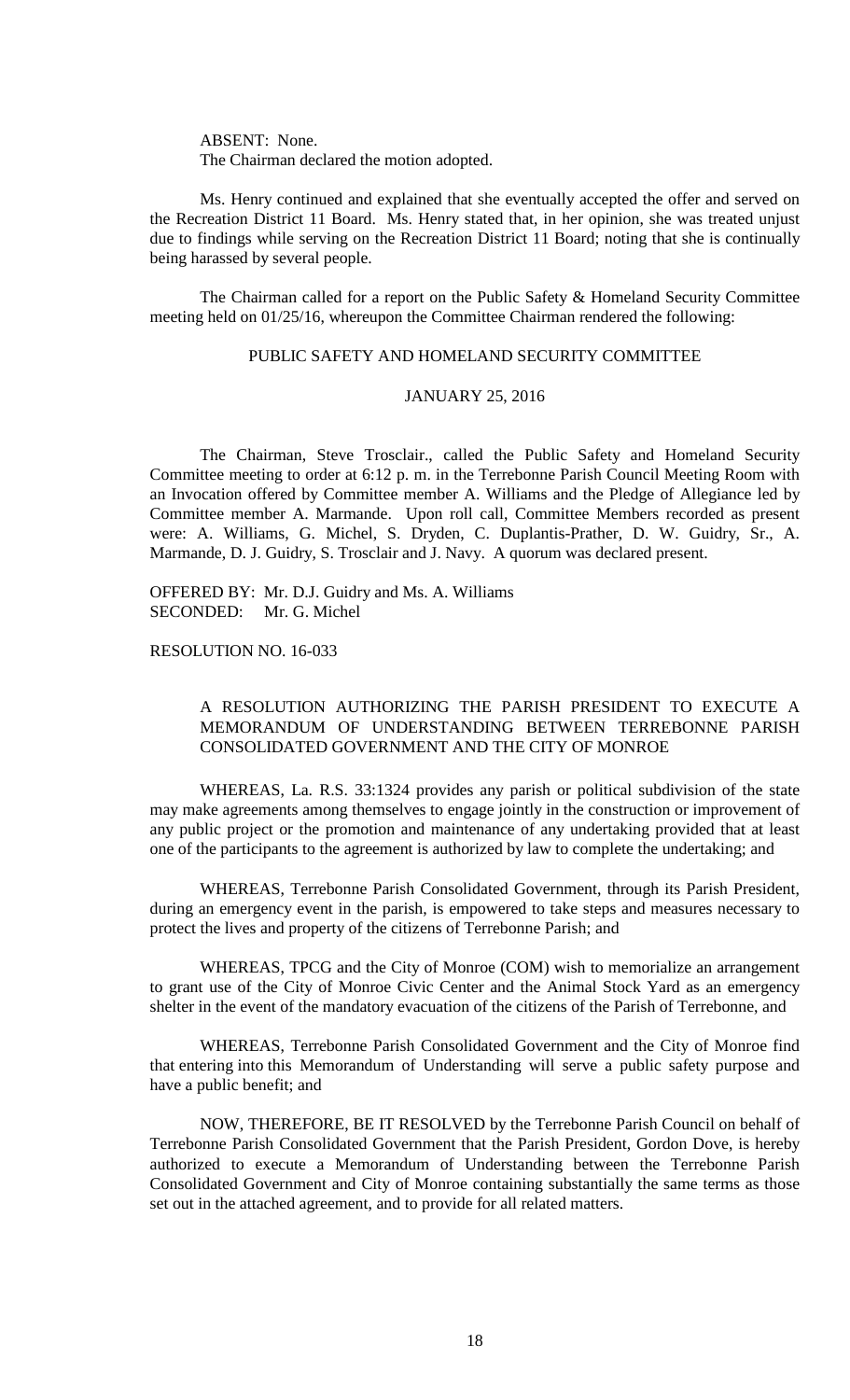ABSENT: None.

The Chairman declared the motion adopted.

Ms. Henry continued and explained that she eventually accepted the offer and served on the Recreation District 11 Board. Ms. Henry stated that, in her opinion, she was treated unjust due to findings while serving on the Recreation District 11 Board; noting that she is continually being harassed by several people.

The Chairman called for a report on the Public Safety & Homeland Security Committee meeting held on 01/25/16, whereupon the Committee Chairman rendered the following:

PUBLIC SAFETY AND HOMELAND SECURITY COMMITTEE

JANUARY 25, 2016

The Chairman, Steve Trosclair., called the Public Safety and Homeland Security Committee meeting to order at 6:12 p. m. in the Terrebonne Parish Council Meeting Room with an Invocation offered by Committee member A. Williams and the Pledge of Allegiance led by Committee member A. Marmande. Upon roll call, Committee Members recorded as present were: A. Williams, G. Michel, S. Dryden, C. Duplantis-Prather, D. W. Guidry, Sr., A. Marmande, D. J. Guidry, S. Trosclair and J. Navy. A quorum was declared present.

OFFERED BY: Mr. D.J. Guidry and Ms. A. Williams
SECONDED: Mr. G. Michel

RESOLUTION NO. 16-033

A RESOLUTION AUTHORIZING THE PARISH PRESIDENT TO EXECUTE A MEMORANDUM OF UNDERSTANDING BETWEEN TERREBONNE PARISH CONSOLIDATED GOVERNMENT AND THE CITY OF MONROE

WHEREAS, La. R.S. 33:1324 provides any parish or political subdivision of the state may make agreements among themselves to engage jointly in the construction or improvement of any public project or the promotion and maintenance of any undertaking provided that at least one of the participants to the agreement is authorized by law to complete the undertaking; and

WHEREAS, Terrebonne Parish Consolidated Government, through its Parish President, during an emergency event in the parish, is empowered to take steps and measures necessary to protect the lives and property of the citizens of Terrebonne Parish; and

WHEREAS, TPCG and the City of Monroe (COM) wish to memorialize an arrangement to grant use of the City of Monroe Civic Center and the Animal Stock Yard as an emergency shelter in the event of the mandatory evacuation of the citizens of the Parish of Terrebonne, and

WHEREAS, Terrebonne Parish Consolidated Government and the City of Monroe find that entering into this Memorandum of Understanding will serve a public safety purpose and have a public benefit; and

NOW, THEREFORE, BE IT RESOLVED by the Terrebonne Parish Council on behalf of Terrebonne Parish Consolidated Government that the Parish President, Gordon Dove, is hereby authorized to execute a Memorandum of Understanding between the Terrebonne Parish Consolidated Government and City of Monroe containing substantially the same terms as those set out in the attached agreement, and to provide for all related matters.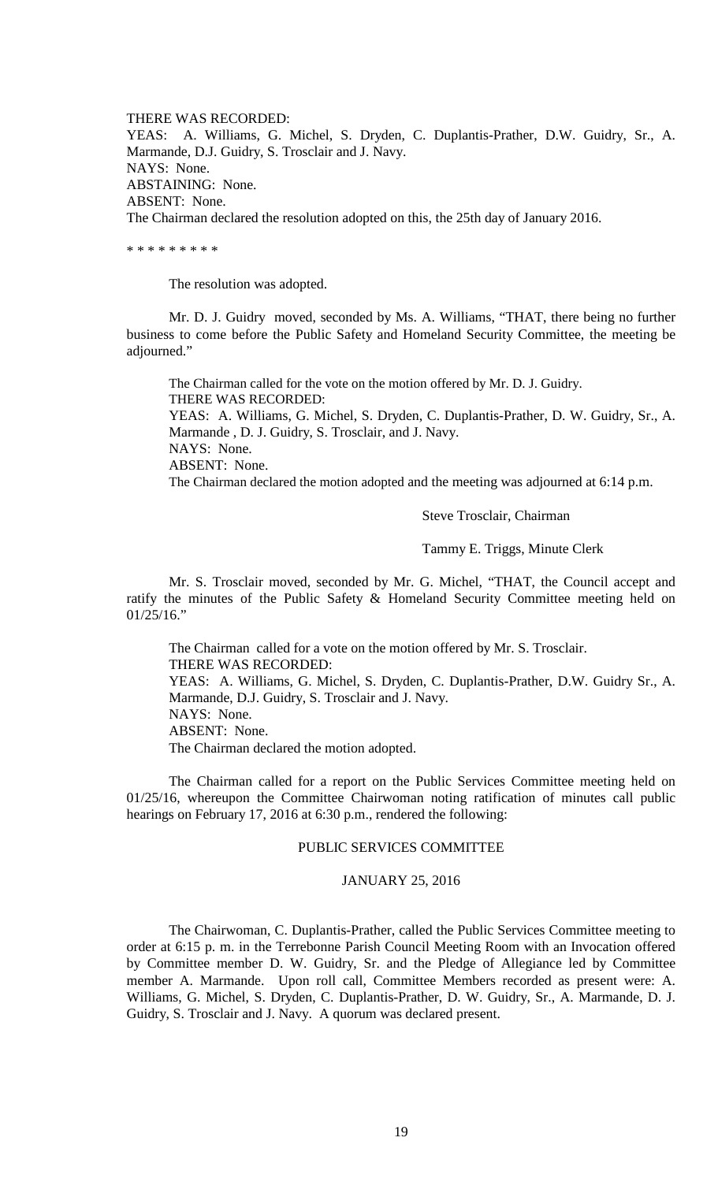THERE WAS RECORDED:
YEAS: A. Williams, G. Michel, S. Dryden, C. Duplantis-Prather, D.W. Guidry, Sr., A. Marmande, D.J. Guidry, S. Trosclair and J. Navy.
NAYS: None.
ABSTAINING: None.
ABSENT: None.
The Chairman declared the resolution adopted on this, the 25th day of January 2016.

\* \* \* \* \* \* \* \* \*

The resolution was adopted.

Mr. D. J. Guidry moved, seconded by Ms. A. Williams, "THAT, there being no further business to come before the Public Safety and Homeland Security Committee, the meeting be adjourned."

The Chairman called for the vote on the motion offered by Mr. D. J. Guidry.
THERE WAS RECORDED:
YEAS: A. Williams, G. Michel, S. Dryden, C. Duplantis-Prather, D. W. Guidry, Sr., A. Marmande , D. J. Guidry, S. Trosclair, and J. Navy.
NAYS: None.
ABSENT: None.
The Chairman declared the motion adopted and the meeting was adjourned at 6:14 p.m.

Steve Trosclair, Chairman

Tammy E. Triggs, Minute Clerk

Mr. S. Trosclair moved, seconded by Mr. G. Michel, "THAT, the Council accept and ratify the minutes of the Public Safety & Homeland Security Committee meeting held on 01/25/16."

The Chairman called for a vote on the motion offered by Mr. S. Trosclair.
THERE WAS RECORDED:
YEAS: A. Williams, G. Michel, S. Dryden, C. Duplantis-Prather, D.W. Guidry Sr., A. Marmande, D.J. Guidry, S. Trosclair and J. Navy.
NAYS: None.
ABSENT: None.
The Chairman declared the motion adopted.

The Chairman called for a report on the Public Services Committee meeting held on 01/25/16, whereupon the Committee Chairwoman noting ratification of minutes call public hearings on February 17, 2016 at 6:30 p.m., rendered the following:

PUBLIC SERVICES COMMITTEE

JANUARY 25, 2016

The Chairwoman, C. Duplantis-Prather, called the Public Services Committee meeting to order at 6:15 p. m. in the Terrebonne Parish Council Meeting Room with an Invocation offered by Committee member D. W. Guidry, Sr. and the Pledge of Allegiance led by Committee member A. Marmande. Upon roll call, Committee Members recorded as present were: A. Williams, G. Michel, S. Dryden, C. Duplantis-Prather, D. W. Guidry, Sr., A. Marmande, D. J. Guidry, S. Trosclair and J. Navy. A quorum was declared present.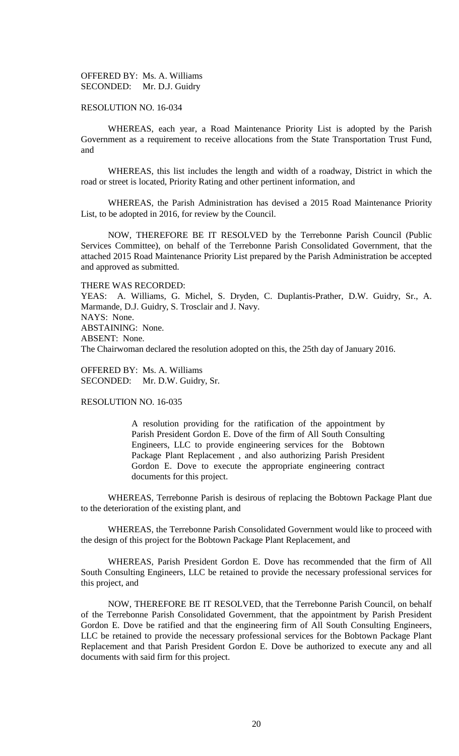OFFERED BY: Ms. A. Williams
SECONDED: Mr. D.J. Guidry

RESOLUTION NO. 16-034

WHEREAS, each year, a Road Maintenance Priority List is adopted by the Parish Government as a requirement to receive allocations from the State Transportation Trust Fund, and

WHEREAS, this list includes the length and width of a roadway, District in which the road or street is located, Priority Rating and other pertinent information, and

WHEREAS, the Parish Administration has devised a 2015 Road Maintenance Priority List, to be adopted in 2016, for review by the Council.

NOW, THEREFORE BE IT RESOLVED by the Terrebonne Parish Council (Public Services Committee), on behalf of the Terrebonne Parish Consolidated Government, that the attached 2015 Road Maintenance Priority List prepared by the Parish Administration be accepted and approved as submitted.

THERE WAS RECORDED:
YEAS: A. Williams, G. Michel, S. Dryden, C. Duplantis-Prather, D.W. Guidry, Sr., A. Marmande, D.J. Guidry, S. Trosclair and J. Navy.
NAYS: None.
ABSTAINING: None.
ABSENT: None.
The Chairwoman declared the resolution adopted on this, the 25th day of January 2016.

OFFERED BY: Ms. A. Williams
SECONDED: Mr. D.W. Guidry, Sr.

RESOLUTION NO. 16-035

> A resolution providing for the ratification of the appointment by Parish President Gordon E. Dove of the firm of All South Consulting Engineers, LLC to provide engineering services for the Bobtown Package Plant Replacement , and also authorizing Parish President Gordon E. Dove to execute the appropriate engineering contract documents for this project.

WHEREAS, Terrebonne Parish is desirous of replacing the Bobtown Package Plant due to the deterioration of the existing plant, and

WHEREAS, the Terrebonne Parish Consolidated Government would like to proceed with the design of this project for the Bobtown Package Plant Replacement, and

WHEREAS, Parish President Gordon E. Dove has recommended that the firm of All South Consulting Engineers, LLC be retained to provide the necessary professional services for this project, and

NOW, THEREFORE BE IT RESOLVED, that the Terrebonne Parish Council, on behalf of the Terrebonne Parish Consolidated Government, that the appointment by Parish President Gordon E. Dove be ratified and that the engineering firm of All South Consulting Engineers, LLC be retained to provide the necessary professional services for the Bobtown Package Plant Replacement and that Parish President Gordon E. Dove be authorized to execute any and all documents with said firm for this project.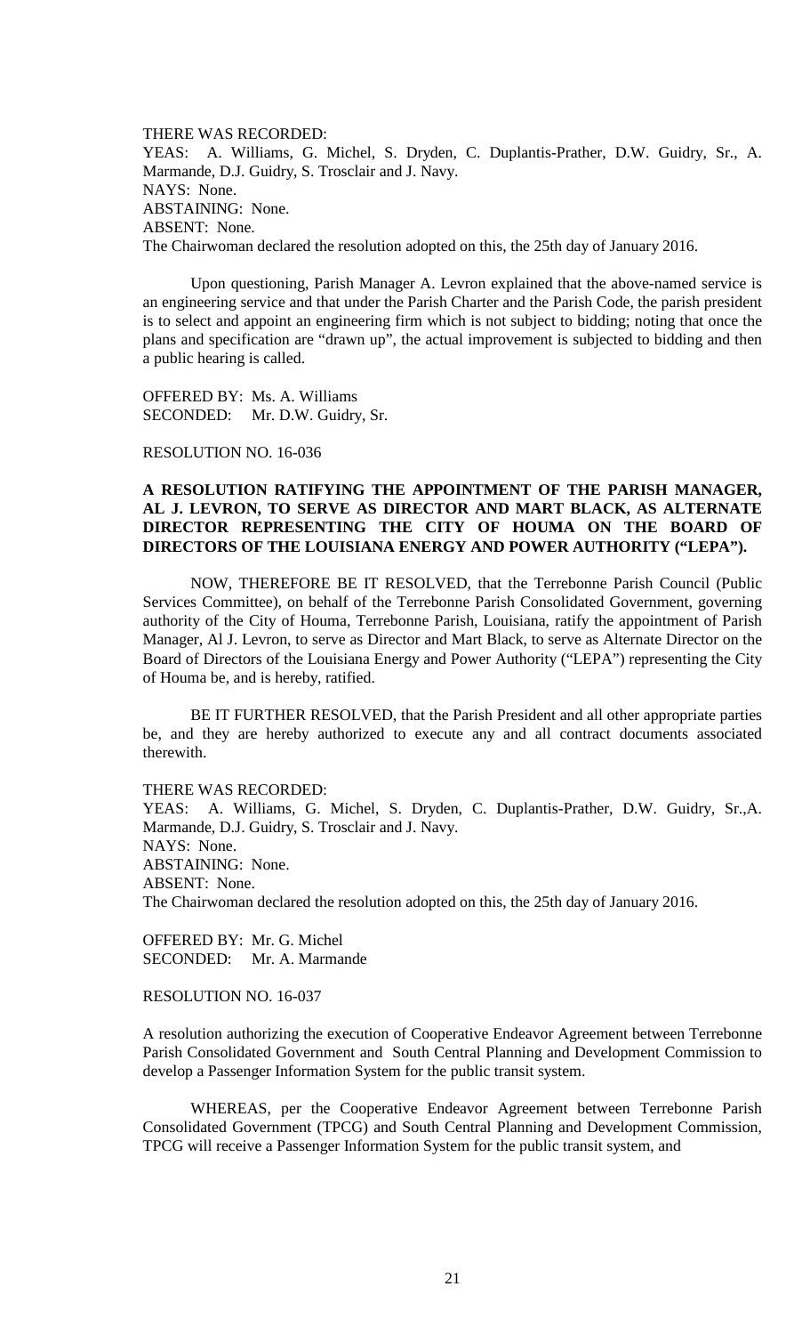THERE WAS RECORDED:
YEAS: A. Williams, G. Michel, S. Dryden, C. Duplantis-Prather, D.W. Guidry, Sr., A. Marmande, D.J. Guidry, S. Trosclair and J. Navy.
NAYS: None.
ABSTAINING: None.
ABSENT: None.
The Chairwoman declared the resolution adopted on this, the 25th day of January 2016.

Upon questioning, Parish Manager A. Levron explained that the above-named service is an engineering service and that under the Parish Charter and the Parish Code, the parish president is to select and appoint an engineering firm which is not subject to bidding; noting that once the plans and specification are "drawn up", the actual improvement is subjected to bidding and then a public hearing is called.

OFFERED BY: Ms. A. Williams
SECONDED: Mr. D.W. Guidry, Sr.

RESOLUTION NO. 16-036

**A RESOLUTION RATIFYING THE APPOINTMENT OF THE PARISH MANAGER, AL J. LEVRON, TO SERVE AS DIRECTOR AND MART BLACK, AS ALTERNATE DIRECTOR REPRESENTING THE CITY OF HOUMA ON THE BOARD OF DIRECTORS OF THE LOUISIANA ENERGY AND POWER AUTHORITY ("LEPA").**

NOW, THEREFORE BE IT RESOLVED, that the Terrebonne Parish Council (Public Services Committee), on behalf of the Terrebonne Parish Consolidated Government, governing authority of the City of Houma, Terrebonne Parish, Louisiana, ratify the appointment of Parish Manager, Al J. Levron, to serve as Director and Mart Black, to serve as Alternate Director on the Board of Directors of the Louisiana Energy and Power Authority ("LEPA") representing the City of Houma be, and is hereby, ratified.

BE IT FURTHER RESOLVED, that the Parish President and all other appropriate parties be, and they are hereby authorized to execute any and all contract documents associated therewith.

THERE WAS RECORDED:
YEAS: A. Williams, G. Michel, S. Dryden, C. Duplantis-Prather, D.W. Guidry, Sr.,A. Marmande, D.J. Guidry, S. Trosclair and J. Navy.
NAYS: None.
ABSTAINING: None.
ABSENT: None.
The Chairwoman declared the resolution adopted on this, the 25th day of January 2016.

OFFERED BY: Mr. G. Michel
SECONDED: Mr. A. Marmande

RESOLUTION NO. 16-037

A resolution authorizing the execution of Cooperative Endeavor Agreement between Terrebonne Parish Consolidated Government and South Central Planning and Development Commission to develop a Passenger Information System for the public transit system.

WHEREAS, per the Cooperative Endeavor Agreement between Terrebonne Parish Consolidated Government (TPCG) and South Central Planning and Development Commission, TPCG will receive a Passenger Information System for the public transit system, and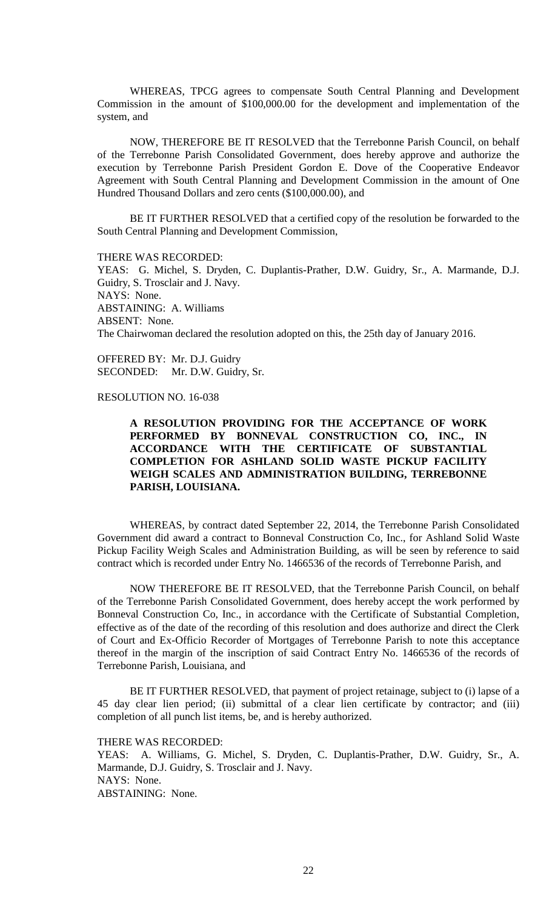WHEREAS, TPCG agrees to compensate South Central Planning and Development Commission in the amount of $100,000.00 for the development and implementation of the system, and

NOW, THEREFORE BE IT RESOLVED that the Terrebonne Parish Council, on behalf of the Terrebonne Parish Consolidated Government, does hereby approve and authorize the execution by Terrebonne Parish President Gordon E. Dove of the Cooperative Endeavor Agreement with South Central Planning and Development Commission in the amount of One Hundred Thousand Dollars and zero cents ($100,000.00), and

BE IT FURTHER RESOLVED that a certified copy of the resolution be forwarded to the South Central Planning and Development Commission,

THERE WAS RECORDED:
YEAS: G. Michel, S. Dryden, C. Duplantis-Prather, D.W. Guidry, Sr., A. Marmande, D.J. Guidry, S. Trosclair and J. Navy.
NAYS: None.
ABSTAINING: A. Williams
ABSENT: None.
The Chairwoman declared the resolution adopted on this, the 25th day of January 2016.

OFFERED BY: Mr. D.J. Guidry
SECONDED: Mr. D.W. Guidry, Sr.

RESOLUTION NO. 16-038

**A RESOLUTION PROVIDING FOR THE ACCEPTANCE OF WORK PERFORMED BY BONNEVAL CONSTRUCTION CO, INC., IN ACCORDANCE WITH THE CERTIFICATE OF SUBSTANTIAL COMPLETION FOR ASHLAND SOLID WASTE PICKUP FACILITY WEIGH SCALES AND ADMINISTRATION BUILDING, TERREBONNE PARISH, LOUISIANA.**

WHEREAS, by contract dated September 22, 2014, the Terrebonne Parish Consolidated Government did award a contract to Bonneval Construction Co, Inc., for Ashland Solid Waste Pickup Facility Weigh Scales and Administration Building, as will be seen by reference to said contract which is recorded under Entry No. 1466536 of the records of Terrebonne Parish, and

NOW THEREFORE BE IT RESOLVED, that the Terrebonne Parish Council, on behalf of the Terrebonne Parish Consolidated Government, does hereby accept the work performed by Bonneval Construction Co, Inc., in accordance with the Certificate of Substantial Completion, effective as of the date of the recording of this resolution and does authorize and direct the Clerk of Court and Ex-Officio Recorder of Mortgages of Terrebonne Parish to note this acceptance thereof in the margin of the inscription of said Contract Entry No. 1466536 of the records of Terrebonne Parish, Louisiana, and

BE IT FURTHER RESOLVED, that payment of project retainage, subject to (i) lapse of a 45 day clear lien period; (ii) submittal of a clear lien certificate by contractor; and (iii) completion of all punch list items, be, and is hereby authorized.

THERE WAS RECORDED:
YEAS: A. Williams, G. Michel, S. Dryden, C. Duplantis-Prather, D.W. Guidry, Sr., A. Marmande, D.J. Guidry, S. Trosclair and J. Navy.
NAYS: None.
ABSTAINING: None.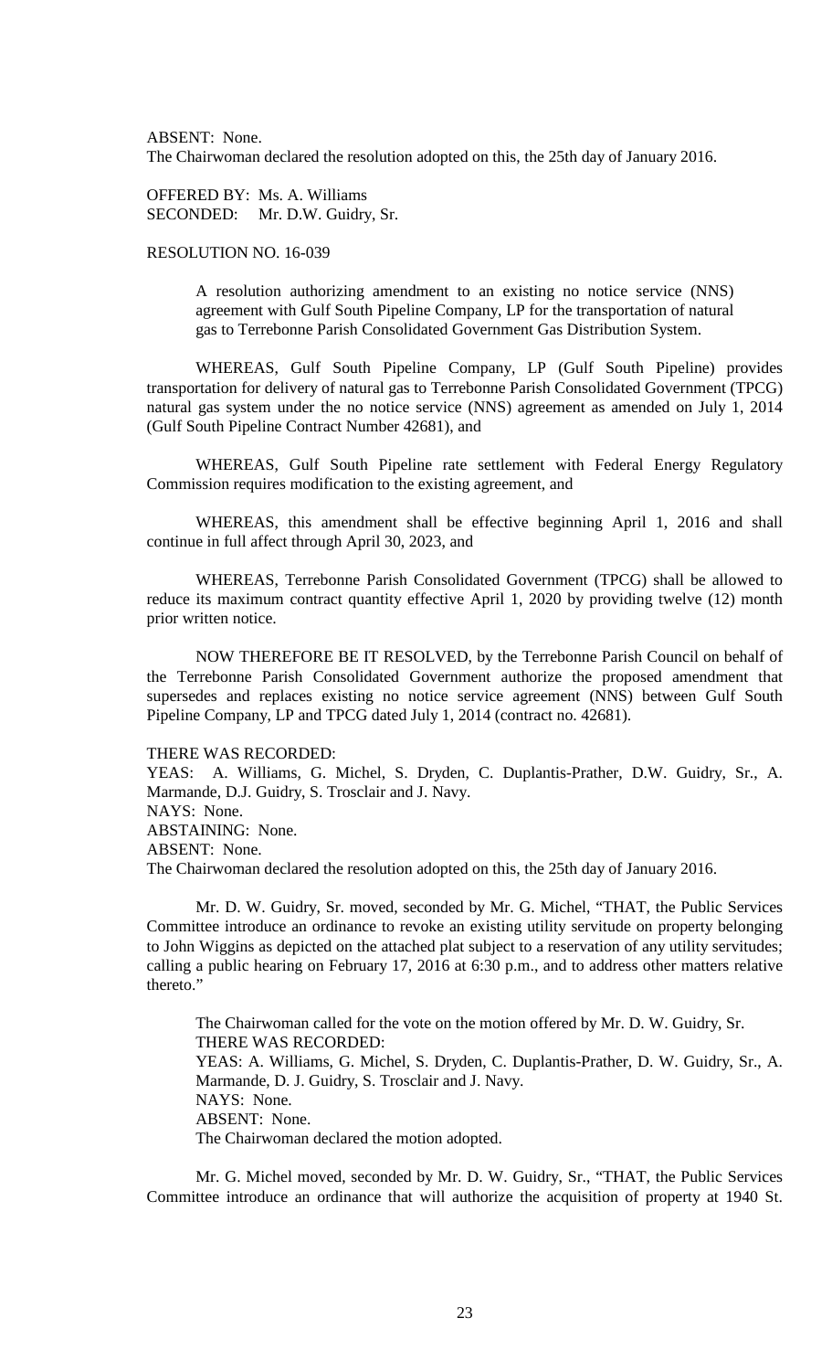ABSENT: None.
The Chairwoman declared the resolution adopted on this, the 25th day of January 2016.

OFFERED BY: Ms. A. Williams
SECONDED: Mr. D.W. Guidry, Sr.

RESOLUTION NO. 16-039

A resolution authorizing amendment to an existing no notice service (NNS) agreement with Gulf South Pipeline Company, LP for the transportation of natural gas to Terrebonne Parish Consolidated Government Gas Distribution System.

WHEREAS, Gulf South Pipeline Company, LP (Gulf South Pipeline) provides transportation for delivery of natural gas to Terrebonne Parish Consolidated Government (TPCG) natural gas system under the no notice service (NNS) agreement as amended on July 1, 2014 (Gulf South Pipeline Contract Number 42681), and

WHEREAS, Gulf South Pipeline rate settlement with Federal Energy Regulatory Commission requires modification to the existing agreement, and

WHEREAS, this amendment shall be effective beginning April 1, 2016 and shall continue in full affect through April 30, 2023, and

WHEREAS, Terrebonne Parish Consolidated Government (TPCG) shall be allowed to reduce its maximum contract quantity effective April 1, 2020 by providing twelve (12) month prior written notice.

NOW THEREFORE BE IT RESOLVED, by the Terrebonne Parish Council on behalf of the Terrebonne Parish Consolidated Government authorize the proposed amendment that supersedes and replaces existing no notice service agreement (NNS) between Gulf South Pipeline Company, LP and TPCG dated July 1, 2014 (contract no. 42681).

THERE WAS RECORDED:
YEAS: A. Williams, G. Michel, S. Dryden, C. Duplantis-Prather, D.W. Guidry, Sr., A. Marmande, D.J. Guidry, S. Trosclair and J. Navy.
NAYS: None.
ABSTAINING: None.
ABSENT: None.
The Chairwoman declared the resolution adopted on this, the 25th day of January 2016.

Mr. D. W. Guidry, Sr. moved, seconded by Mr. G. Michel, "THAT, the Public Services Committee introduce an ordinance to revoke an existing utility servitude on property belonging to John Wiggins as depicted on the attached plat subject to a reservation of any utility servitudes; calling a public hearing on February 17, 2016 at 6:30 p.m., and to address other matters relative thereto."

The Chairwoman called for the vote on the motion offered by Mr. D. W. Guidry, Sr.
THERE WAS RECORDED:
YEAS: A. Williams, G. Michel, S. Dryden, C. Duplantis-Prather, D. W. Guidry, Sr., A. Marmande, D. J. Guidry, S. Trosclair and J. Navy.
NAYS: None.
ABSENT: None.
The Chairwoman declared the motion adopted.

Mr. G. Michel moved, seconded by Mr. D. W. Guidry, Sr., "THAT, the Public Services Committee introduce an ordinance that will authorize the acquisition of property at 1940 St.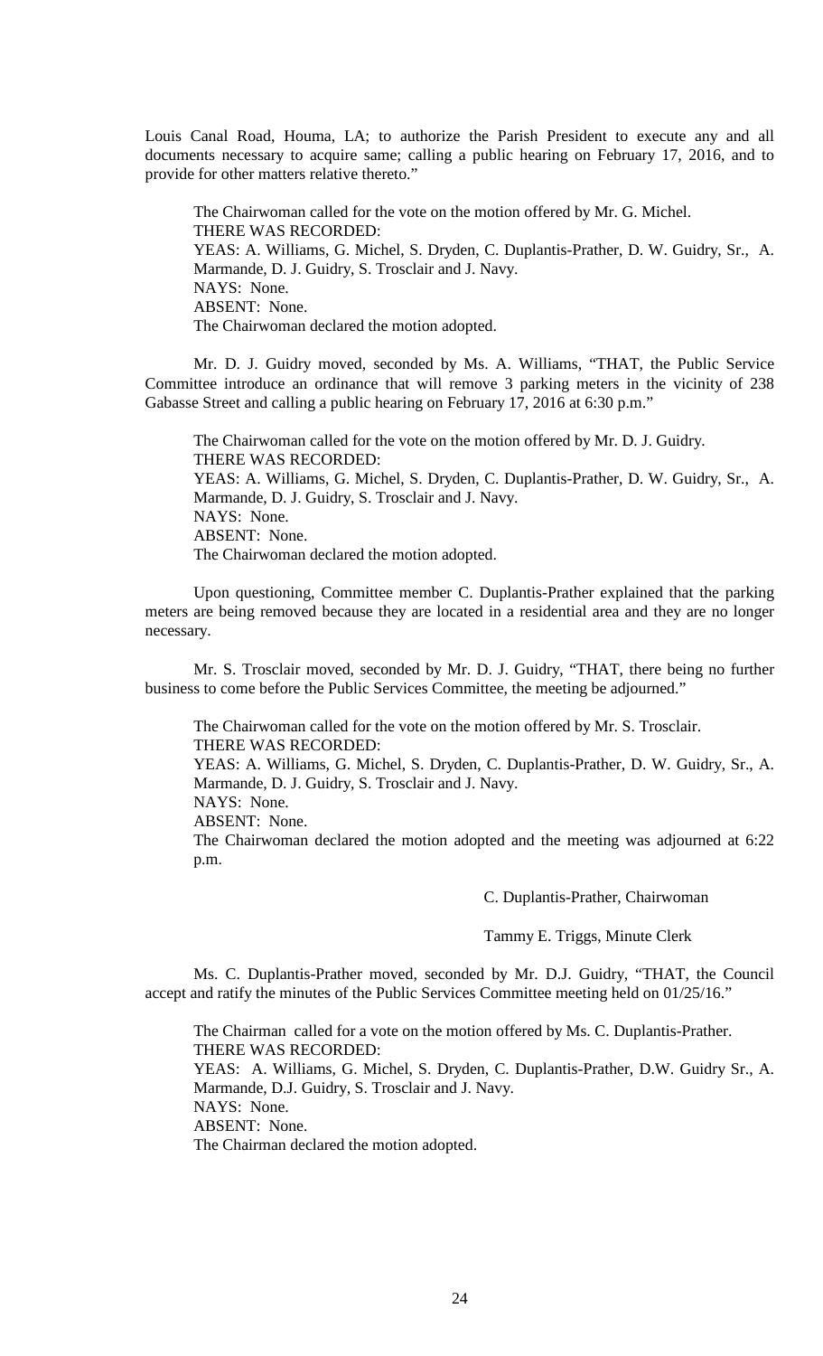Louis Canal Road, Houma, LA; to authorize the Parish President to execute any and all documents necessary to acquire same; calling a public hearing on February 17, 2016, and to provide for other matters relative thereto."

The Chairwoman called for the vote on the motion offered by Mr. G. Michel.
THERE WAS RECORDED:
YEAS: A. Williams, G. Michel, S. Dryden, C. Duplantis-Prather, D. W. Guidry, Sr., A. Marmande, D. J. Guidry, S. Trosclair and J. Navy.
NAYS: None.
ABSENT: None.
The Chairwoman declared the motion adopted.

Mr. D. J. Guidry moved, seconded by Ms. A. Williams, "THAT, the Public Service Committee introduce an ordinance that will remove 3 parking meters in the vicinity of 238 Gabasse Street and calling a public hearing on February 17, 2016 at 6:30 p.m."

The Chairwoman called for the vote on the motion offered by Mr. D. J. Guidry.
THERE WAS RECORDED:
YEAS: A. Williams, G. Michel, S. Dryden, C. Duplantis-Prather, D. W. Guidry, Sr., A. Marmande, D. J. Guidry, S. Trosclair and J. Navy.
NAYS: None.
ABSENT: None.
The Chairwoman declared the motion adopted.

Upon questioning, Committee member C. Duplantis-Prather explained that the parking meters are being removed because they are located in a residential area and they are no longer necessary.

Mr. S. Trosclair moved, seconded by Mr. D. J. Guidry, "THAT, there being no further business to come before the Public Services Committee, the meeting be adjourned."

The Chairwoman called for the vote on the motion offered by Mr. S. Trosclair.
THERE WAS RECORDED:
YEAS: A. Williams, G. Michel, S. Dryden, C. Duplantis-Prather, D. W. Guidry, Sr., A. Marmande, D. J. Guidry, S. Trosclair and J. Navy.
NAYS: None.
ABSENT: None.
The Chairwoman declared the motion adopted and the meeting was adjourned at 6:22 p.m.

C. Duplantis-Prather, Chairwoman

Tammy E. Triggs, Minute Clerk

Ms. C. Duplantis-Prather moved, seconded by Mr. D.J. Guidry, "THAT, the Council accept and ratify the minutes of the Public Services Committee meeting held on 01/25/16."

The Chairman called for a vote on the motion offered by Ms. C. Duplantis-Prather.
THERE WAS RECORDED:
YEAS: A. Williams, G. Michel, S. Dryden, C. Duplantis-Prather, D.W. Guidry Sr., A. Marmande, D.J. Guidry, S. Trosclair and J. Navy.
NAYS: None.
ABSENT: None.
The Chairman declared the motion adopted.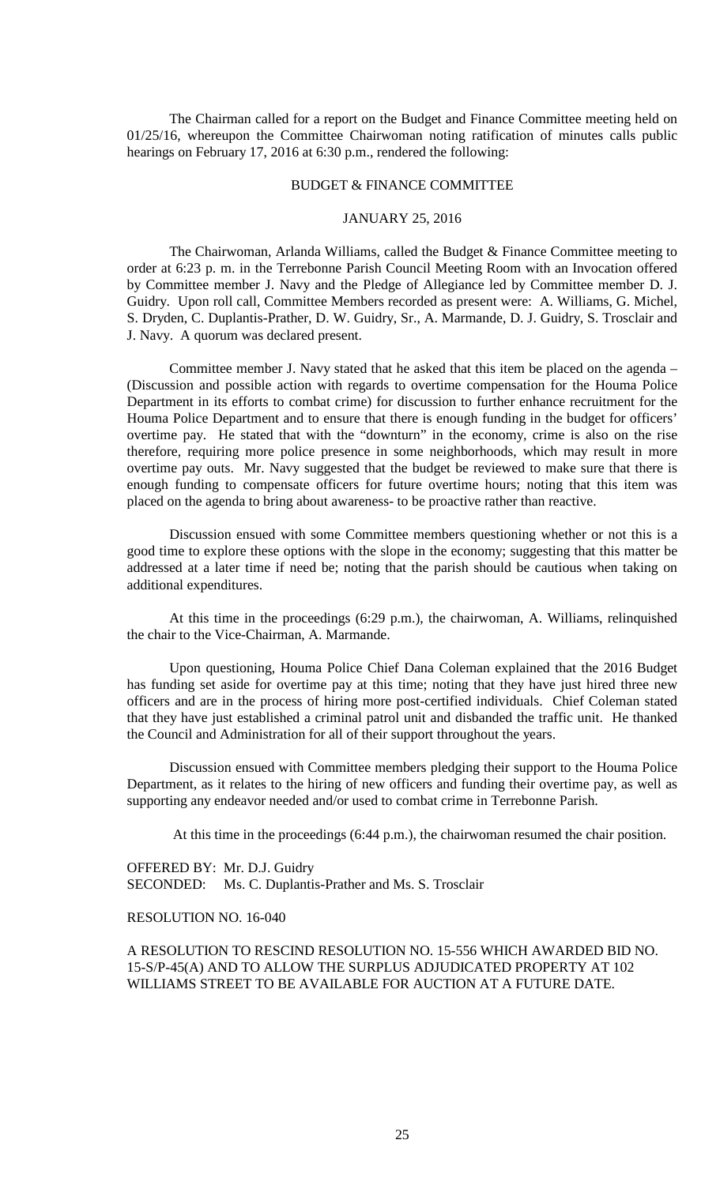The Chairman called for a report on the Budget and Finance Committee meeting held on 01/25/16, whereupon the Committee Chairwoman noting ratification of minutes calls public hearings on February 17, 2016 at 6:30 p.m., rendered the following:

BUDGET & FINANCE COMMITTEE

JANUARY 25, 2016

The Chairwoman, Arlanda Williams, called the Budget & Finance Committee meeting to order at 6:23 p. m. in the Terrebonne Parish Council Meeting Room with an Invocation offered by Committee member J. Navy and the Pledge of Allegiance led by Committee member D. J. Guidry. Upon roll call, Committee Members recorded as present were: A. Williams, G. Michel, S. Dryden, C. Duplantis-Prather, D. W. Guidry, Sr., A. Marmande, D. J. Guidry, S. Trosclair and J. Navy. A quorum was declared present.

Committee member J. Navy stated that he asked that this item be placed on the agenda – (Discussion and possible action with regards to overtime compensation for the Houma Police Department in its efforts to combat crime) for discussion to further enhance recruitment for the Houma Police Department and to ensure that there is enough funding in the budget for officers' overtime pay. He stated that with the "downturn" in the economy, crime is also on the rise therefore, requiring more police presence in some neighborhoods, which may result in more overtime pay outs. Mr. Navy suggested that the budget be reviewed to make sure that there is enough funding to compensate officers for future overtime hours; noting that this item was placed on the agenda to bring about awareness- to be proactive rather than reactive.

Discussion ensued with some Committee members questioning whether or not this is a good time to explore these options with the slope in the economy; suggesting that this matter be addressed at a later time if need be; noting that the parish should be cautious when taking on additional expenditures.

At this time in the proceedings (6:29 p.m.), the chairwoman, A. Williams, relinquished the chair to the Vice-Chairman, A. Marmande.

Upon questioning, Houma Police Chief Dana Coleman explained that the 2016 Budget has funding set aside for overtime pay at this time; noting that they have just hired three new officers and are in the process of hiring more post-certified individuals. Chief Coleman stated that they have just established a criminal patrol unit and disbanded the traffic unit. He thanked the Council and Administration for all of their support throughout the years.

Discussion ensued with Committee members pledging their support to the Houma Police Department, as it relates to the hiring of new officers and funding their overtime pay, as well as supporting any endeavor needed and/or used to combat crime in Terrebonne Parish.

At this time in the proceedings (6:44 p.m.), the chairwoman resumed the chair position.

OFFERED BY: Mr. D.J. Guidry
SECONDED: Ms. C. Duplantis-Prather and Ms. S. Trosclair

RESOLUTION NO. 16-040

A RESOLUTION TO RESCIND RESOLUTION NO. 15-556 WHICH AWARDED BID NO. 15-S/P-45(A) AND TO ALLOW THE SURPLUS ADJUDICATED PROPERTY AT 102 WILLIAMS STREET TO BE AVAILABLE FOR AUCTION AT A FUTURE DATE.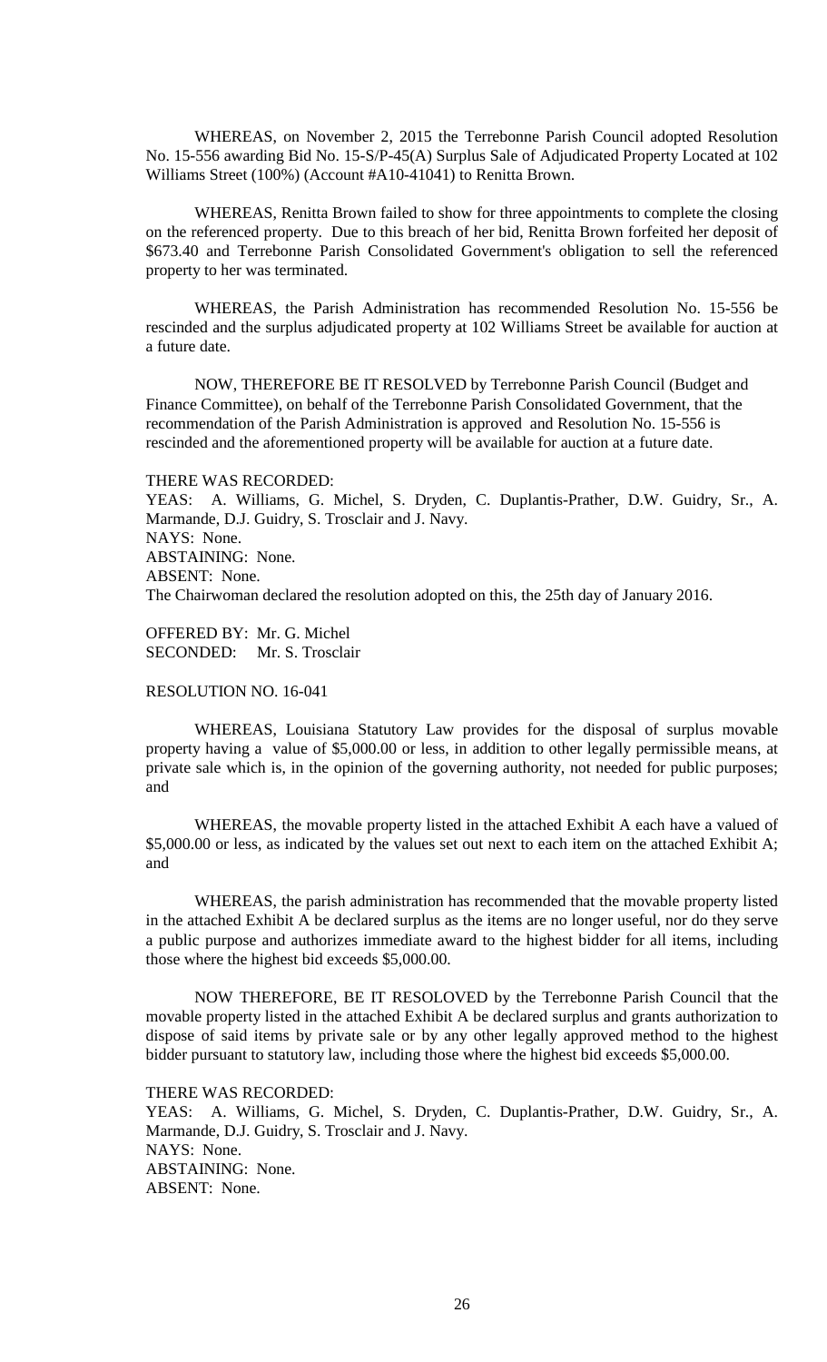WHEREAS, on November 2, 2015 the Terrebonne Parish Council adopted Resolution No. 15-556 awarding Bid No. 15-S/P-45(A) Surplus Sale of Adjudicated Property Located at 102 Williams Street (100%) (Account #A10-41041) to Renitta Brown.

WHEREAS, Renitta Brown failed to show for three appointments to complete the closing on the referenced property. Due to this breach of her bid, Renitta Brown forfeited her deposit of $673.40 and Terrebonne Parish Consolidated Government's obligation to sell the referenced property to her was terminated.

WHEREAS, the Parish Administration has recommended Resolution No. 15-556 be rescinded and the surplus adjudicated property at 102 Williams Street be available for auction at a future date.

NOW, THEREFORE BE IT RESOLVED by Terrebonne Parish Council (Budget and Finance Committee), on behalf of the Terrebonne Parish Consolidated Government, that the recommendation of the Parish Administration is approved and Resolution No. 15-556 is rescinded and the aforementioned property will be available for auction at a future date.

THERE WAS RECORDED:
YEAS: A. Williams, G. Michel, S. Dryden, C. Duplantis-Prather, D.W. Guidry, Sr., A. Marmande, D.J. Guidry, S. Trosclair and J. Navy.
NAYS: None.
ABSTAINING: None.
ABSENT: None.
The Chairwoman declared the resolution adopted on this, the 25th day of January 2016.

OFFERED BY: Mr. G. Michel
SECONDED: Mr. S. Trosclair

RESOLUTION NO. 16-041

WHEREAS, Louisiana Statutory Law provides for the disposal of surplus movable property having a value of $5,000.00 or less, in addition to other legally permissible means, at private sale which is, in the opinion of the governing authority, not needed for public purposes; and

WHEREAS, the movable property listed in the attached Exhibit A each have a valued of $5,000.00 or less, as indicated by the values set out next to each item on the attached Exhibit A; and

WHEREAS, the parish administration has recommended that the movable property listed in the attached Exhibit A be declared surplus as the items are no longer useful, nor do they serve a public purpose and authorizes immediate award to the highest bidder for all items, including those where the highest bid exceeds $5,000.00.

NOW THEREFORE, BE IT RESOLOVED by the Terrebonne Parish Council that the movable property listed in the attached Exhibit A be declared surplus and grants authorization to dispose of said items by private sale or by any other legally approved method to the highest bidder pursuant to statutory law, including those where the highest bid exceeds $5,000.00.

THERE WAS RECORDED:
YEAS: A. Williams, G. Michel, S. Dryden, C. Duplantis-Prather, D.W. Guidry, Sr., A. Marmande, D.J. Guidry, S. Trosclair and J. Navy.
NAYS: None.
ABSTAINING: None.
ABSENT: None.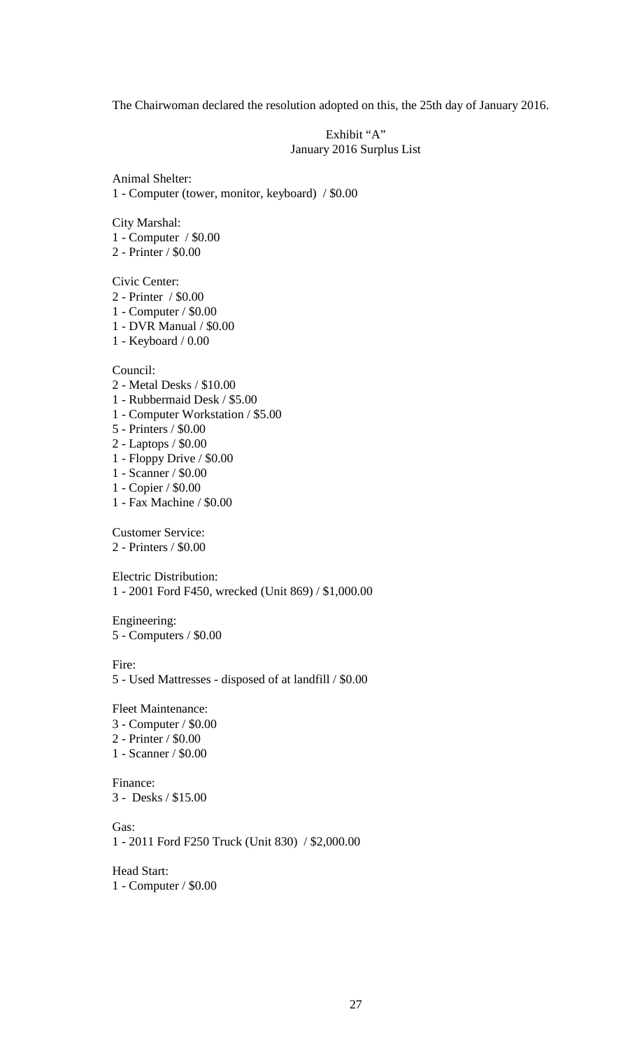The Chairwoman declared the resolution adopted on this, the 25th day of January 2016.

Exhibit "A"
January 2016 Surplus List

Animal Shelter:
1 - Computer (tower, monitor, keyboard) / $0.00

City Marshal:
1 - Computer / $0.00
2 - Printer / $0.00

Civic Center:
2 - Printer / $0.00
1 - Computer / $0.00
1 - DVR Manual / $0.00
1 - Keyboard / 0.00

Council:
2 - Metal Desks / $10.00
1 - Rubbermaid Desk / $5.00
1 - Computer Workstation / $5.00
5 - Printers / $0.00
2 - Laptops / $0.00
1 - Floppy Drive / $0.00
1 - Scanner / $0.00
1 - Copier / $0.00
1 - Fax Machine / $0.00

Customer Service:
2 - Printers / $0.00

Electric Distribution:
1 - 2001 Ford F450, wrecked (Unit 869) / $1,000.00

Engineering:
5 - Computers / $0.00

Fire:
5 - Used Mattresses - disposed of at landfill / $0.00

Fleet Maintenance:
3 - Computer / $0.00
2 - Printer / $0.00
1 - Scanner / $0.00

Finance:
3 - Desks / $15.00

Gas:
1 - 2011 Ford F250 Truck (Unit 830) / $2,000.00

Head Start:
1 - Computer / $0.00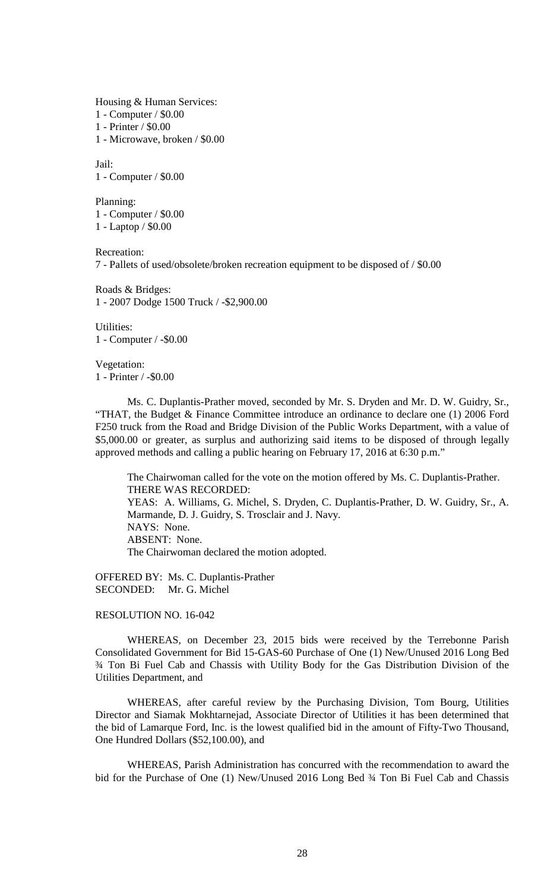Housing & Human Services:
1 - Computer / $0.00
1 - Printer / $0.00
1 - Microwave, broken / $0.00

Jail:
1 - Computer / $0.00

Planning:
1 - Computer / $0.00
1 - Laptop / $0.00

Recreation:
7 - Pallets of used/obsolete/broken recreation equipment to be disposed of / $0.00

Roads & Bridges:
1 - 2007 Dodge 1500 Truck / -$2,900.00

Utilities:
1 - Computer / -$0.00

Vegetation:
1 - Printer / -$0.00

Ms. C. Duplantis-Prather moved, seconded by Mr. S. Dryden and Mr. D. W. Guidry, Sr., "THAT, the Budget & Finance Committee introduce an ordinance to declare one (1) 2006 Ford F250 truck from the Road and Bridge Division of the Public Works Department, with a value of $5,000.00 or greater, as surplus and authorizing said items to be disposed of through legally approved methods and calling a public hearing on February 17, 2016 at 6:30 p.m."

The Chairwoman called for the vote on the motion offered by Ms. C. Duplantis-Prather.
THERE WAS RECORDED:
YEAS: A. Williams, G. Michel, S. Dryden, C. Duplantis-Prather, D. W. Guidry, Sr., A. Marmande, D. J. Guidry, S. Trosclair and J. Navy.
NAYS: None.
ABSENT: None.
The Chairwoman declared the motion adopted.

OFFERED BY: Ms. C. Duplantis-Prather
SECONDED: Mr. G. Michel

RESOLUTION NO. 16-042

WHEREAS, on December 23, 2015 bids were received by the Terrebonne Parish Consolidated Government for Bid 15-GAS-60 Purchase of One (1) New/Unused 2016 Long Bed ¾ Ton Bi Fuel Cab and Chassis with Utility Body for the Gas Distribution Division of the Utilities Department, and

WHEREAS, after careful review by the Purchasing Division, Tom Bourg, Utilities Director and Siamak Mokhtarnejad, Associate Director of Utilities it has been determined that the bid of Lamarque Ford, Inc. is the lowest qualified bid in the amount of Fifty-Two Thousand, One Hundred Dollars ($52,100.00), and

WHEREAS, Parish Administration has concurred with the recommendation to award the bid for the Purchase of One (1) New/Unused 2016 Long Bed ¾ Ton Bi Fuel Cab and Chassis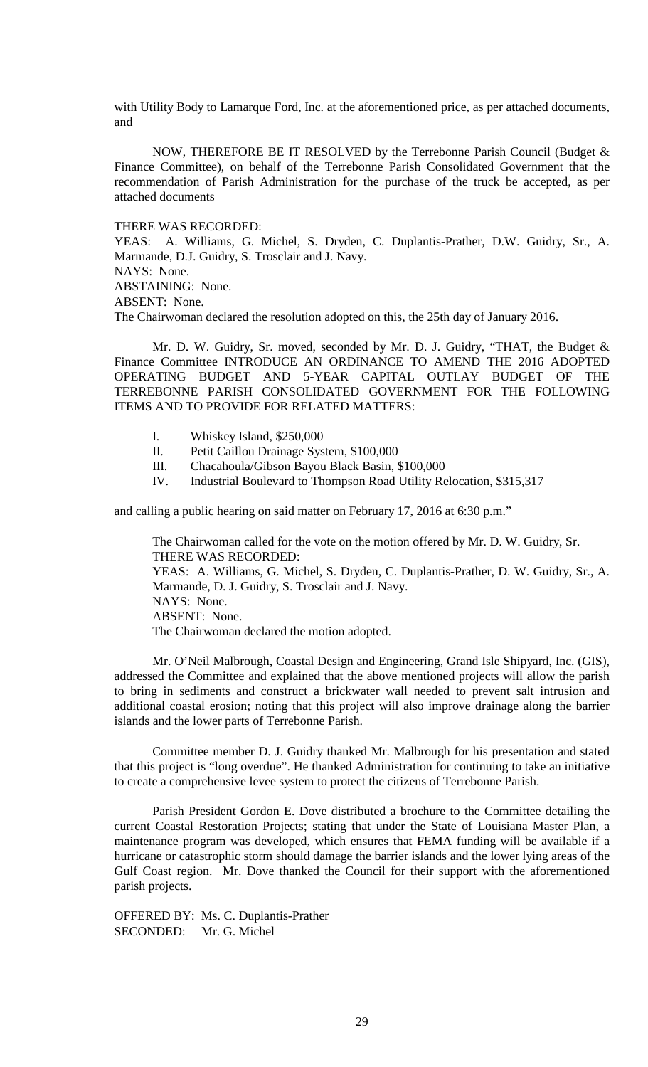with Utility Body to Lamarque Ford, Inc. at the aforementioned price, as per attached documents, and

NOW, THEREFORE BE IT RESOLVED by the Terrebonne Parish Council (Budget & Finance Committee), on behalf of the Terrebonne Parish Consolidated Government that the recommendation of Parish Administration for the purchase of the truck be accepted, as per attached documents

THERE WAS RECORDED:
YEAS: A. Williams, G. Michel, S. Dryden, C. Duplantis-Prather, D.W. Guidry, Sr., A. Marmande, D.J. Guidry, S. Trosclair and J. Navy.
NAYS: None.
ABSTAINING: None.
ABSENT: None.
The Chairwoman declared the resolution adopted on this, the 25th day of January 2016.

Mr. D. W. Guidry, Sr. moved, seconded by Mr. D. J. Guidry, "THAT, the Budget & Finance Committee INTRODUCE AN ORDINANCE TO AMEND THE 2016 ADOPTED OPERATING BUDGET AND 5-YEAR CAPITAL OUTLAY BUDGET OF THE TERREBONNE PARISH CONSOLIDATED GOVERNMENT FOR THE FOLLOWING ITEMS AND TO PROVIDE FOR RELATED MATTERS:

I. Whiskey Island, $250,000
II. Petit Caillou Drainage System, $100,000
III. Chacahoula/Gibson Bayou Black Basin, $100,000
IV. Industrial Boulevard to Thompson Road Utility Relocation, $315,317

and calling a public hearing on said matter on February 17, 2016 at 6:30 p.m."

The Chairwoman called for the vote on the motion offered by Mr. D. W. Guidry, Sr.
THERE WAS RECORDED:
YEAS: A. Williams, G. Michel, S. Dryden, C. Duplantis-Prather, D. W. Guidry, Sr., A. Marmande, D. J. Guidry, S. Trosclair and J. Navy.
NAYS: None.
ABSENT: None.
The Chairwoman declared the motion adopted.

Mr. O'Neil Malbrough, Coastal Design and Engineering, Grand Isle Shipyard, Inc. (GIS), addressed the Committee and explained that the above mentioned projects will allow the parish to bring in sediments and construct a brickwater wall needed to prevent salt intrusion and additional coastal erosion; noting that this project will also improve drainage along the barrier islands and the lower parts of Terrebonne Parish.

Committee member D. J. Guidry thanked Mr. Malbrough for his presentation and stated that this project is "long overdue". He thanked Administration for continuing to take an initiative to create a comprehensive levee system to protect the citizens of Terrebonne Parish.

Parish President Gordon E. Dove distributed a brochure to the Committee detailing the current Coastal Restoration Projects; stating that under the State of Louisiana Master Plan, a maintenance program was developed, which ensures that FEMA funding will be available if a hurricane or catastrophic storm should damage the barrier islands and the lower lying areas of the Gulf Coast region. Mr. Dove thanked the Council for their support with the aforementioned parish projects.

OFFERED BY: Ms. C. Duplantis-Prather
SECONDED: Mr. G. Michel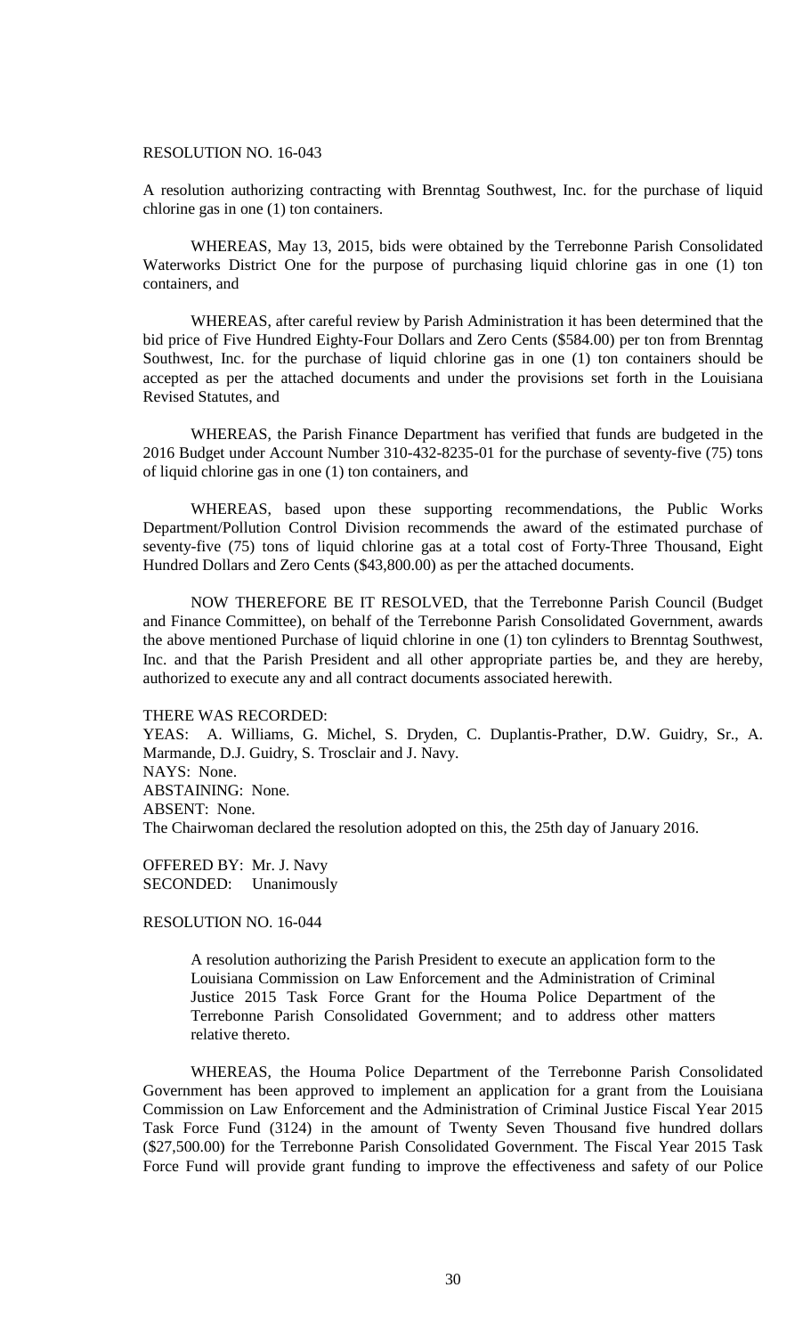RESOLUTION NO. 16-043

A resolution authorizing contracting with Brenntag Southwest, Inc. for the purchase of liquid chlorine gas in one (1) ton containers.

WHEREAS, May 13, 2015, bids were obtained by the Terrebonne Parish Consolidated Waterworks District One for the purpose of purchasing liquid chlorine gas in one (1) ton containers, and

WHEREAS, after careful review by Parish Administration it has been determined that the bid price of Five Hundred Eighty-Four Dollars and Zero Cents ($584.00) per ton from Brenntag Southwest, Inc. for the purchase of liquid chlorine gas in one (1) ton containers should be accepted as per the attached documents and under the provisions set forth in the Louisiana Revised Statutes, and

WHEREAS, the Parish Finance Department has verified that funds are budgeted in the 2016 Budget under Account Number 310-432-8235-01 for the purchase of seventy-five (75) tons of liquid chlorine gas in one (1) ton containers, and

WHEREAS, based upon these supporting recommendations, the Public Works Department/Pollution Control Division recommends the award of the estimated purchase of seventy-five (75) tons of liquid chlorine gas at a total cost of Forty-Three Thousand, Eight Hundred Dollars and Zero Cents ($43,800.00) as per the attached documents.

NOW THEREFORE BE IT RESOLVED, that the Terrebonne Parish Council (Budget and Finance Committee), on behalf of the Terrebonne Parish Consolidated Government, awards the above mentioned Purchase of liquid chlorine in one (1) ton cylinders to Brenntag Southwest, Inc. and that the Parish President and all other appropriate parties be, and they are hereby, authorized to execute any and all contract documents associated herewith.

THERE WAS RECORDED:
YEAS: A. Williams, G. Michel, S. Dryden, C. Duplantis-Prather, D.W. Guidry, Sr., A. Marmande, D.J. Guidry, S. Trosclair and J. Navy.
NAYS: None.
ABSTAINING: None.
ABSENT: None.
The Chairwoman declared the resolution adopted on this, the 25th day of January 2016.

OFFERED BY: Mr. J. Navy
SECONDED: Unanimously

RESOLUTION NO. 16-044

A resolution authorizing the Parish President to execute an application form to the Louisiana Commission on Law Enforcement and the Administration of Criminal Justice 2015 Task Force Grant for the Houma Police Department of the Terrebonne Parish Consolidated Government; and to address other matters relative thereto.

WHEREAS, the Houma Police Department of the Terrebonne Parish Consolidated Government has been approved to implement an application for a grant from the Louisiana Commission on Law Enforcement and the Administration of Criminal Justice Fiscal Year 2015 Task Force Fund (3124) in the amount of Twenty Seven Thousand five hundred dollars ($27,500.00) for the Terrebonne Parish Consolidated Government. The Fiscal Year 2015 Task Force Fund will provide grant funding to improve the effectiveness and safety of our Police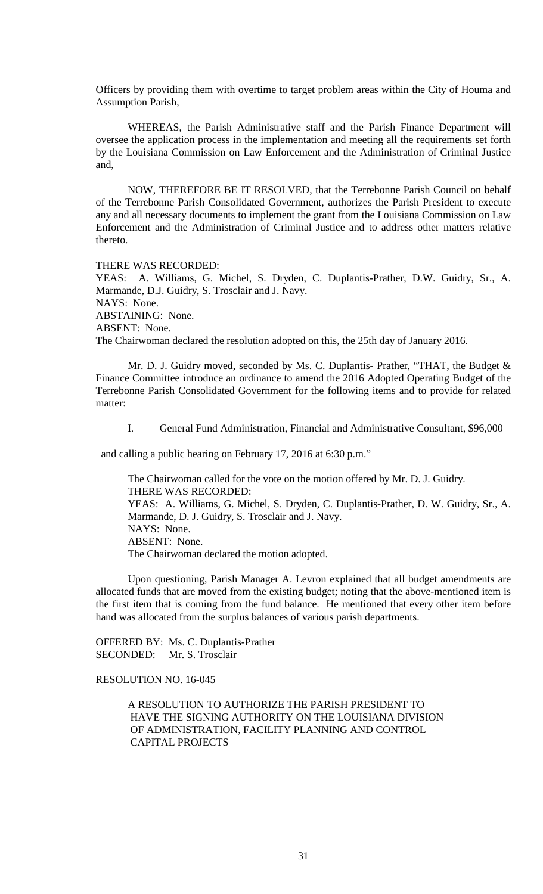Officers by providing them with overtime to target problem areas within the City of Houma and Assumption Parish,

WHEREAS, the Parish Administrative staff and the Parish Finance Department will oversee the application process in the implementation and meeting all the requirements set forth by the Louisiana Commission on Law Enforcement and the Administration of Criminal Justice and,

NOW, THEREFORE BE IT RESOLVED, that the Terrebonne Parish Council on behalf of the Terrebonne Parish Consolidated Government, authorizes the Parish President to execute any and all necessary documents to implement the grant from the Louisiana Commission on Law Enforcement and the Administration of Criminal Justice and to address other matters relative thereto.

THERE WAS RECORDED:
YEAS: A. Williams, G. Michel, S. Dryden, C. Duplantis-Prather, D.W. Guidry, Sr., A. Marmande, D.J. Guidry, S. Trosclair and J. Navy.
NAYS: None.
ABSTAINING: None.
ABSENT: None.
The Chairwoman declared the resolution adopted on this, the 25th day of January 2016.

Mr. D. J. Guidry moved, seconded by Ms. C. Duplantis- Prather, "THAT, the Budget & Finance Committee introduce an ordinance to amend the 2016 Adopted Operating Budget of the Terrebonne Parish Consolidated Government for the following items and to provide for related matter:

I. General Fund Administration, Financial and Administrative Consultant, $96,000

and calling a public hearing on February 17, 2016 at 6:30 p.m."

The Chairwoman called for the vote on the motion offered by Mr. D. J. Guidry.
THERE WAS RECORDED:
YEAS: A. Williams, G. Michel, S. Dryden, C. Duplantis-Prather, D. W. Guidry, Sr., A. Marmande, D. J. Guidry, S. Trosclair and J. Navy.
NAYS: None.
ABSENT: None.
The Chairwoman declared the motion adopted.

Upon questioning, Parish Manager A. Levron explained that all budget amendments are allocated funds that are moved from the existing budget; noting that the above-mentioned item is the first item that is coming from the fund balance. He mentioned that every other item before hand was allocated from the surplus balances of various parish departments.

OFFERED BY: Ms. C. Duplantis-Prather
SECONDED: Mr. S. Trosclair

RESOLUTION NO. 16-045

A RESOLUTION TO AUTHORIZE THE PARISH PRESIDENT TO HAVE THE SIGNING AUTHORITY ON THE LOUISIANA DIVISION OF ADMINISTRATION, FACILITY PLANNING AND CONTROL CAPITAL PROJECTS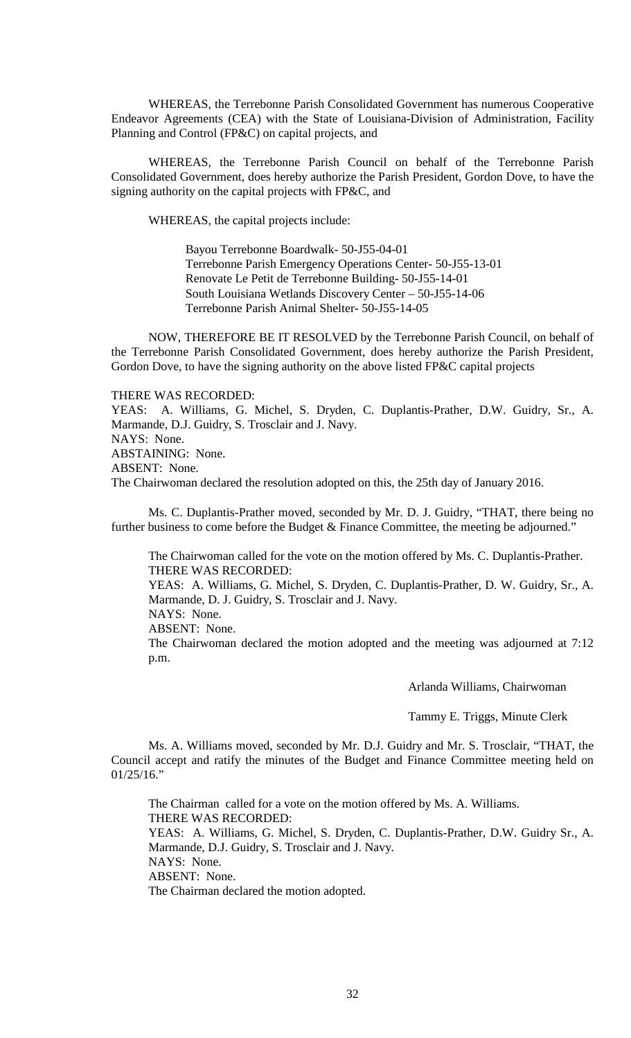WHEREAS, the Terrebonne Parish Consolidated Government has numerous Cooperative Endeavor Agreements (CEA) with the State of Louisiana-Division of Administration, Facility Planning and Control (FP&C) on capital projects, and

WHEREAS, the Terrebonne Parish Council on behalf of the Terrebonne Parish Consolidated Government, does hereby authorize the Parish President, Gordon Dove, to have the signing authority on the capital projects with FP&C, and

WHEREAS, the capital projects include:

Bayou Terrebonne Boardwalk- 50-J55-04-01
Terrebonne Parish Emergency Operations Center- 50-J55-13-01
Renovate Le Petit de Terrebonne Building- 50-J55-14-01
South Louisiana Wetlands Discovery Center – 50-J55-14-06
Terrebonne Parish Animal Shelter- 50-J55-14-05

NOW, THEREFORE BE IT RESOLVED by the Terrebonne Parish Council, on behalf of the Terrebonne Parish Consolidated Government, does hereby authorize the Parish President, Gordon Dove, to have the signing authority on the above listed FP&C capital projects

THERE WAS RECORDED:
YEAS: A. Williams, G. Michel, S. Dryden, C. Duplantis-Prather, D.W. Guidry, Sr., A. Marmande, D.J. Guidry, S. Trosclair and J. Navy.
NAYS: None.
ABSTAINING: None.
ABSENT: None.
The Chairwoman declared the resolution adopted on this, the 25th day of January 2016.

Ms. C. Duplantis-Prather moved, seconded by Mr. D. J. Guidry, "THAT, there being no further business to come before the Budget & Finance Committee, the meeting be adjourned."

The Chairwoman called for the vote on the motion offered by Ms. C. Duplantis-Prather.
THERE WAS RECORDED:
YEAS: A. Williams, G. Michel, S. Dryden, C. Duplantis-Prather, D. W. Guidry, Sr., A. Marmande, D. J. Guidry, S. Trosclair and J. Navy.
NAYS: None.
ABSENT: None.
The Chairwoman declared the motion adopted and the meeting was adjourned at 7:12 p.m.

Arlanda Williams, Chairwoman

Tammy E. Triggs, Minute Clerk

Ms. A. Williams moved, seconded by Mr. D.J. Guidry and Mr. S. Trosclair, "THAT, the Council accept and ratify the minutes of the Budget and Finance Committee meeting held on 01/25/16."

The Chairman called for a vote on the motion offered by Ms. A. Williams.
THERE WAS RECORDED:
YEAS: A. Williams, G. Michel, S. Dryden, C. Duplantis-Prather, D.W. Guidry Sr., A. Marmande, D.J. Guidry, S. Trosclair and J. Navy.
NAYS: None.
ABSENT: None.
The Chairman declared the motion adopted.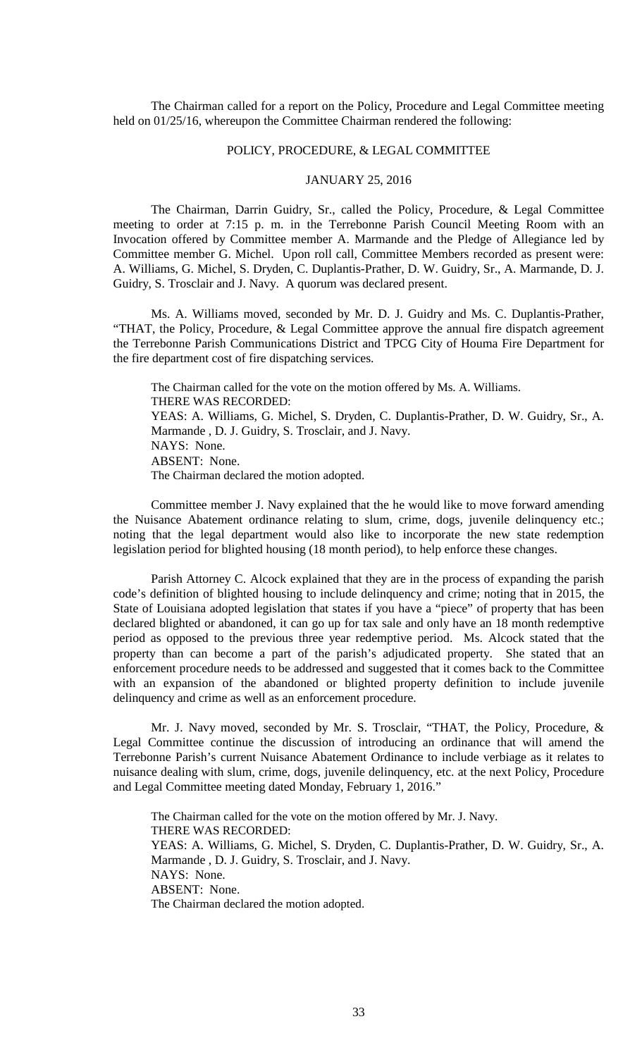The Chairman called for a report on the Policy, Procedure and Legal Committee meeting held on 01/25/16, whereupon the Committee Chairman rendered the following:

POLICY, PROCEDURE, & LEGAL COMMITTEE

JANUARY 25, 2016

The Chairman, Darrin Guidry, Sr., called the Policy, Procedure, & Legal Committee meeting to order at 7:15 p. m. in the Terrebonne Parish Council Meeting Room with an Invocation offered by Committee member A. Marmande and the Pledge of Allegiance led by Committee member G. Michel. Upon roll call, Committee Members recorded as present were: A. Williams, G. Michel, S. Dryden, C. Duplantis-Prather, D. W. Guidry, Sr., A. Marmande, D. J. Guidry, S. Trosclair and J. Navy. A quorum was declared present.

Ms. A. Williams moved, seconded by Mr. D. J. Guidry and Ms. C. Duplantis-Prather, "THAT, the Policy, Procedure, & Legal Committee approve the annual fire dispatch agreement the Terrebonne Parish Communications District and TPCG City of Houma Fire Department for the fire department cost of fire dispatching services.

The Chairman called for the vote on the motion offered by Ms. A. Williams.
THERE WAS RECORDED:
YEAS: A. Williams, G. Michel, S. Dryden, C. Duplantis-Prather, D. W. Guidry, Sr., A. Marmande , D. J. Guidry, S. Trosclair, and J. Navy.
NAYS: None.
ABSENT: None.
The Chairman declared the motion adopted.

Committee member J. Navy explained that the he would like to move forward amending the Nuisance Abatement ordinance relating to slum, crime, dogs, juvenile delinquency etc.; noting that the legal department would also like to incorporate the new state redemption legislation period for blighted housing (18 month period), to help enforce these changes.

Parish Attorney C. Alcock explained that they are in the process of expanding the parish code's definition of blighted housing to include delinquency and crime; noting that in 2015, the State of Louisiana adopted legislation that states if you have a "piece" of property that has been declared blighted or abandoned, it can go up for tax sale and only have an 18 month redemptive period as opposed to the previous three year redemptive period. Ms. Alcock stated that the property than can become a part of the parish's adjudicated property. She stated that an enforcement procedure needs to be addressed and suggested that it comes back to the Committee with an expansion of the abandoned or blighted property definition to include juvenile delinquency and crime as well as an enforcement procedure.

Mr. J. Navy moved, seconded by Mr. S. Trosclair, "THAT, the Policy, Procedure, & Legal Committee continue the discussion of introducing an ordinance that will amend the Terrebonne Parish's current Nuisance Abatement Ordinance to include verbiage as it relates to nuisance dealing with slum, crime, dogs, juvenile delinquency, etc. at the next Policy, Procedure and Legal Committee meeting dated Monday, February 1, 2016."

The Chairman called for the vote on the motion offered by Mr. J. Navy.
THERE WAS RECORDED:
YEAS: A. Williams, G. Michel, S. Dryden, C. Duplantis-Prather, D. W. Guidry, Sr., A. Marmande , D. J. Guidry, S. Trosclair, and J. Navy.
NAYS: None.
ABSENT: None.
The Chairman declared the motion adopted.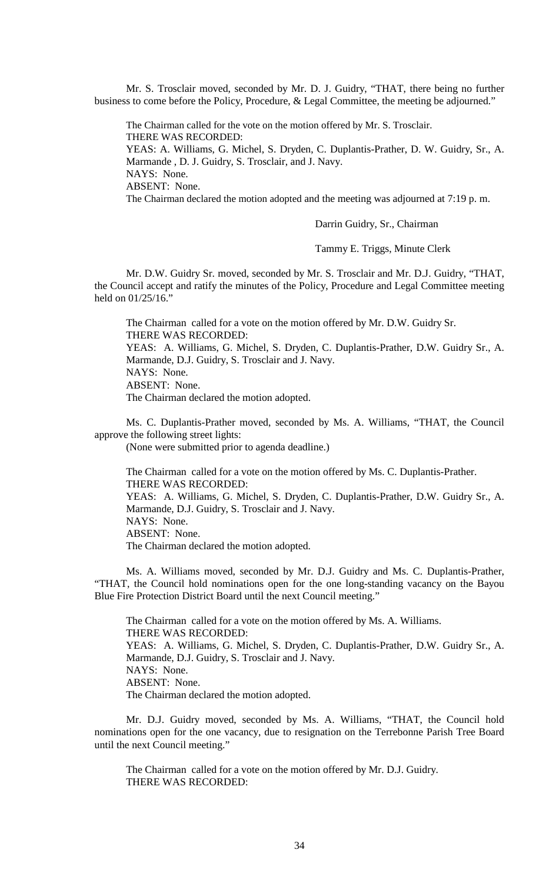Mr. S. Trosclair moved, seconded by Mr. D. J. Guidry, "THAT, there being no further business to come before the Policy, Procedure, & Legal Committee, the meeting be adjourned."

The Chairman called for the vote on the motion offered by Mr. S. Trosclair.
THERE WAS RECORDED:
YEAS: A. Williams, G. Michel, S. Dryden, C. Duplantis-Prather, D. W. Guidry, Sr., A. Marmande , D. J. Guidry, S. Trosclair, and J. Navy.
NAYS: None.
ABSENT: None.
The Chairman declared the motion adopted and the meeting was adjourned at 7:19 p. m.

Darrin Guidry, Sr., Chairman

Tammy E. Triggs, Minute Clerk

Mr. D.W. Guidry Sr. moved, seconded by Mr. S. Trosclair and Mr. D.J. Guidry, "THAT, the Council accept and ratify the minutes of the Policy, Procedure and Legal Committee meeting held on 01/25/16."

The Chairman called for a vote on the motion offered by Mr. D.W. Guidry Sr.
THERE WAS RECORDED:
YEAS: A. Williams, G. Michel, S. Dryden, C. Duplantis-Prather, D.W. Guidry Sr., A. Marmande, D.J. Guidry, S. Trosclair and J. Navy.
NAYS: None.
ABSENT: None.
The Chairman declared the motion adopted.

Ms. C. Duplantis-Prather moved, seconded by Ms. A. Williams, "THAT, the Council approve the following street lights:
(None were submitted prior to agenda deadline.)

The Chairman called for a vote on the motion offered by Ms. C. Duplantis-Prather.
THERE WAS RECORDED:
YEAS: A. Williams, G. Michel, S. Dryden, C. Duplantis-Prather, D.W. Guidry Sr., A. Marmande, D.J. Guidry, S. Trosclair and J. Navy.
NAYS: None.
ABSENT: None.
The Chairman declared the motion adopted.

Ms. A. Williams moved, seconded by Mr. D.J. Guidry and Ms. C. Duplantis-Prather, "THAT, the Council hold nominations open for the one long-standing vacancy on the Bayou Blue Fire Protection District Board until the next Council meeting."

The Chairman called for a vote on the motion offered by Ms. A. Williams.
THERE WAS RECORDED:
YEAS: A. Williams, G. Michel, S. Dryden, C. Duplantis-Prather, D.W. Guidry Sr., A. Marmande, D.J. Guidry, S. Trosclair and J. Navy.
NAYS: None.
ABSENT: None.
The Chairman declared the motion adopted.

Mr. D.J. Guidry moved, seconded by Ms. A. Williams, "THAT, the Council hold nominations open for the one vacancy, due to resignation on the Terrebonne Parish Tree Board until the next Council meeting."

The Chairman called for a vote on the motion offered by Mr. D.J. Guidry.
THERE WAS RECORDED: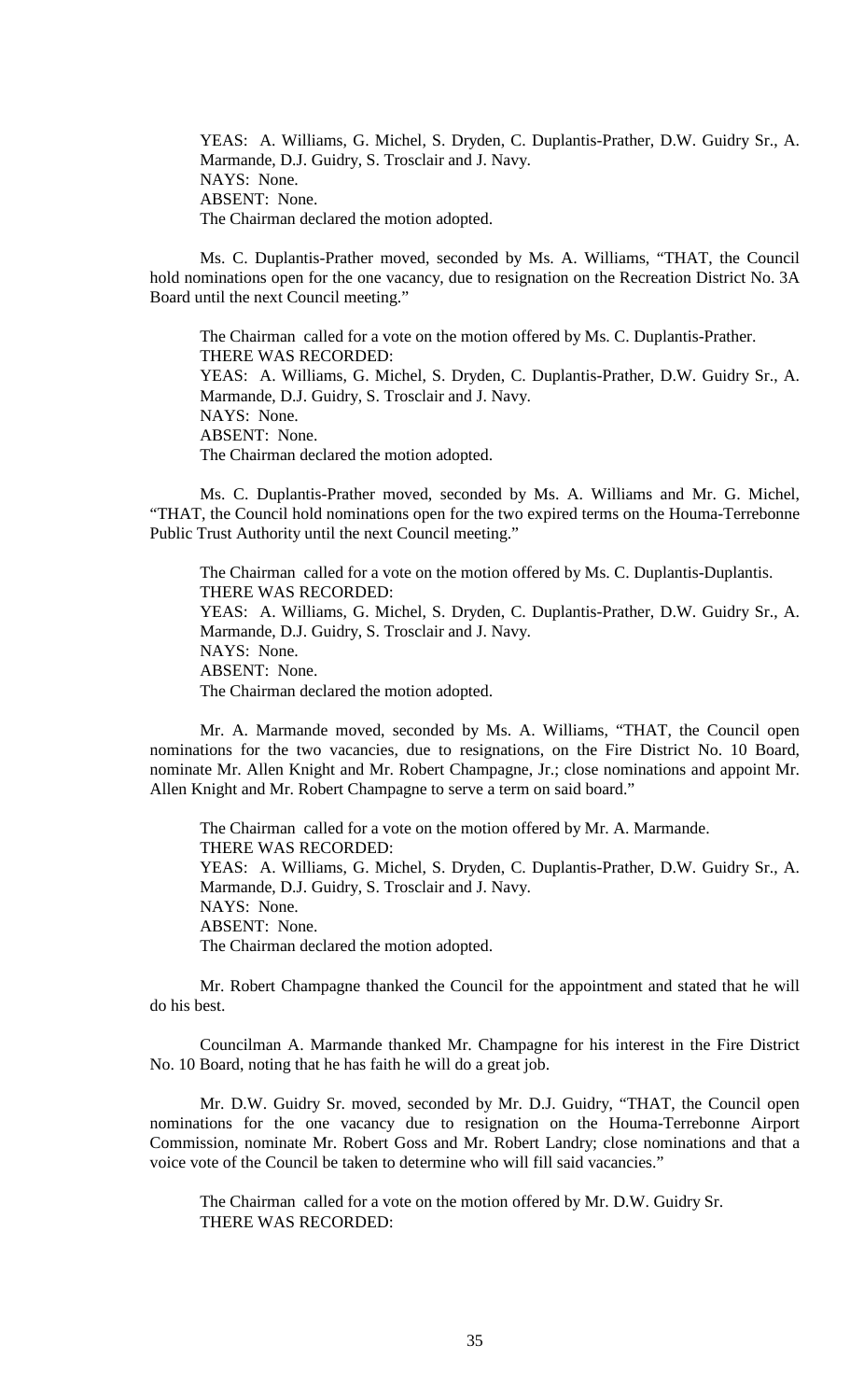YEAS: A. Williams, G. Michel, S. Dryden, C. Duplantis-Prather, D.W. Guidry Sr., A. Marmande, D.J. Guidry, S. Trosclair and J. Navy.
NAYS: None.
ABSENT: None.
The Chairman declared the motion adopted.

Ms. C. Duplantis-Prather moved, seconded by Ms. A. Williams, "THAT, the Council hold nominations open for the one vacancy, due to resignation on the Recreation District No. 3A Board until the next Council meeting."

The Chairman called for a vote on the motion offered by Ms. C. Duplantis-Prather.
THERE WAS RECORDED:
YEAS: A. Williams, G. Michel, S. Dryden, C. Duplantis-Prather, D.W. Guidry Sr., A. Marmande, D.J. Guidry, S. Trosclair and J. Navy.
NAYS: None.
ABSENT: None.
The Chairman declared the motion adopted.

Ms. C. Duplantis-Prather moved, seconded by Ms. A. Williams and Mr. G. Michel, "THAT, the Council hold nominations open for the two expired terms on the Houma-Terrebonne Public Trust Authority until the next Council meeting."

The Chairman called for a vote on the motion offered by Ms. C. Duplantis-Duplantis.
THERE WAS RECORDED:
YEAS: A. Williams, G. Michel, S. Dryden, C. Duplantis-Prather, D.W. Guidry Sr., A. Marmande, D.J. Guidry, S. Trosclair and J. Navy.
NAYS: None.
ABSENT: None.
The Chairman declared the motion adopted.

Mr. A. Marmande moved, seconded by Ms. A. Williams, "THAT, the Council open nominations for the two vacancies, due to resignations, on the Fire District No. 10 Board, nominate Mr. Allen Knight and Mr. Robert Champagne, Jr.; close nominations and appoint Mr. Allen Knight and Mr. Robert Champagne to serve a term on said board."

The Chairman called for a vote on the motion offered by Mr. A. Marmande.
THERE WAS RECORDED:
YEAS: A. Williams, G. Michel, S. Dryden, C. Duplantis-Prather, D.W. Guidry Sr., A. Marmande, D.J. Guidry, S. Trosclair and J. Navy.
NAYS: None.
ABSENT: None.
The Chairman declared the motion adopted.

Mr. Robert Champagne thanked the Council for the appointment and stated that he will do his best.

Councilman A. Marmande thanked Mr. Champagne for his interest in the Fire District No. 10 Board, noting that he has faith he will do a great job.

Mr. D.W. Guidry Sr. moved, seconded by Mr. D.J. Guidry, "THAT, the Council open nominations for the one vacancy due to resignation on the Houma-Terrebonne Airport Commission, nominate Mr. Robert Goss and Mr. Robert Landry; close nominations and that a voice vote of the Council be taken to determine who will fill said vacancies."

The Chairman called for a vote on the motion offered by Mr. D.W. Guidry Sr.
THERE WAS RECORDED: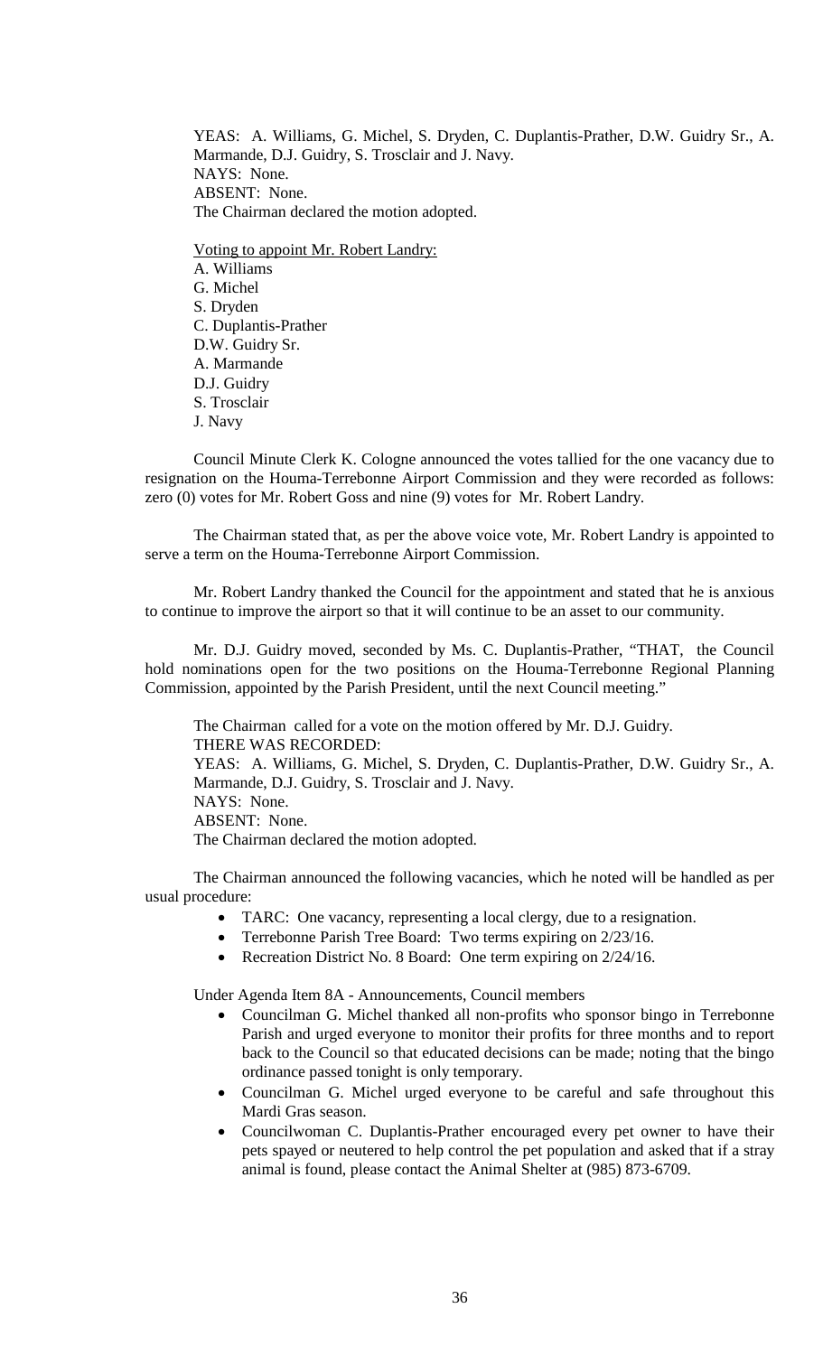YEAS: A. Williams, G. Michel, S. Dryden, C. Duplantis-Prather, D.W. Guidry Sr., A. Marmande, D.J. Guidry, S. Trosclair and J. Navy.
NAYS: None.
ABSENT: None.
The Chairman declared the motion adopted.

Voting to appoint Mr. Robert Landry:
A. Williams
G. Michel
S. Dryden
C. Duplantis-Prather
D.W. Guidry Sr.
A. Marmande
D.J. Guidry
S. Trosclair
J. Navy

Council Minute Clerk K. Cologne announced the votes tallied for the one vacancy due to resignation on the Houma-Terrebonne Airport Commission and they were recorded as follows: zero (0) votes for Mr. Robert Goss and nine (9) votes for Mr. Robert Landry.

The Chairman stated that, as per the above voice vote, Mr. Robert Landry is appointed to serve a term on the Houma-Terrebonne Airport Commission.

Mr. Robert Landry thanked the Council for the appointment and stated that he is anxious to continue to improve the airport so that it will continue to be an asset to our community.

Mr. D.J. Guidry moved, seconded by Ms. C. Duplantis-Prather, "THAT, the Council hold nominations open for the two positions on the Houma-Terrebonne Regional Planning Commission, appointed by the Parish President, until the next Council meeting."

The Chairman called for a vote on the motion offered by Mr. D.J. Guidry.
THERE WAS RECORDED:
YEAS: A. Williams, G. Michel, S. Dryden, C. Duplantis-Prather, D.W. Guidry Sr., A. Marmande, D.J. Guidry, S. Trosclair and J. Navy.
NAYS: None.
ABSENT: None.
The Chairman declared the motion adopted.

The Chairman announced the following vacancies, which he noted will be handled as per usual procedure:

- TARC: One vacancy, representing a local clergy, due to a resignation.
- Terrebonne Parish Tree Board: Two terms expiring on 2/23/16.
- Recreation District No. 8 Board: One term expiring on 2/24/16.

Under Agenda Item 8A - Announcements, Council members

- Councilman G. Michel thanked all non-profits who sponsor bingo in Terrebonne Parish and urged everyone to monitor their profits for three months and to report back to the Council so that educated decisions can be made; noting that the bingo ordinance passed tonight is only temporary.
- Councilman G. Michel urged everyone to be careful and safe throughout this Mardi Gras season.
- Councilwoman C. Duplantis-Prather encouraged every pet owner to have their pets spayed or neutered to help control the pet population and asked that if a stray animal is found, please contact the Animal Shelter at (985) 873-6709.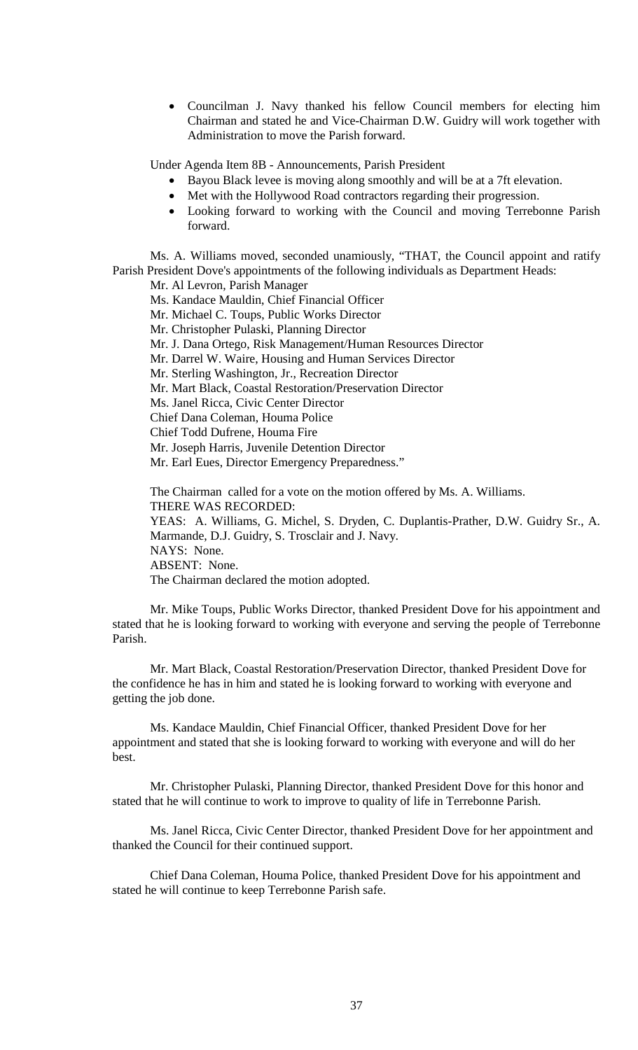- Councilman J. Navy thanked his fellow Council members for electing him Chairman and stated he and Vice-Chairman D.W. Guidry will work together with Administration to move the Parish forward.

Under Agenda Item 8B - Announcements, Parish President

- Bayou Black levee is moving along smoothly and will be at a 7ft elevation.
- Met with the Hollywood Road contractors regarding their progression.
- Looking forward to working with the Council and moving Terrebonne Parish forward.

Ms. A. Williams moved, seconded unamiously, "THAT, the Council appoint and ratify Parish President Dove's appointments of the following individuals as Department Heads:

Mr. Al Levron, Parish Manager
Ms. Kandace Mauldin, Chief Financial Officer
Mr. Michael C. Toups, Public Works Director
Mr. Christopher Pulaski, Planning Director
Mr. J. Dana Ortego, Risk Management/Human Resources Director
Mr. Darrel W. Waire, Housing and Human Services Director
Mr. Sterling Washington, Jr., Recreation Director
Mr. Mart Black, Coastal Restoration/Preservation Director
Ms. Janel Ricca, Civic Center Director
Chief Dana Coleman, Houma Police
Chief Todd Dufrene, Houma Fire
Mr. Joseph Harris, Juvenile Detention Director
Mr. Earl Eues, Director Emergency Preparedness."

The Chairman called for a vote on the motion offered by Ms. A. Williams.
THERE WAS RECORDED:
YEAS: A. Williams, G. Michel, S. Dryden, C. Duplantis-Prather, D.W. Guidry Sr., A. Marmande, D.J. Guidry, S. Trosclair and J. Navy.
NAYS: None.
ABSENT: None.
The Chairman declared the motion adopted.

Mr. Mike Toups, Public Works Director, thanked President Dove for his appointment and stated that he is looking forward to working with everyone and serving the people of Terrebonne Parish.

Mr. Mart Black, Coastal Restoration/Preservation Director, thanked President Dove for the confidence he has in him and stated he is looking forward to working with everyone and getting the job done.

Ms. Kandace Mauldin, Chief Financial Officer, thanked President Dove for her appointment and stated that she is looking forward to working with everyone and will do her best.

Mr. Christopher Pulaski, Planning Director, thanked President Dove for this honor and stated that he will continue to work to improve to quality of life in Terrebonne Parish.

Ms. Janel Ricca, Civic Center Director, thanked President Dove for her appointment and thanked the Council for their continued support.

Chief Dana Coleman, Houma Police, thanked President Dove for his appointment and stated he will continue to keep Terrebonne Parish safe.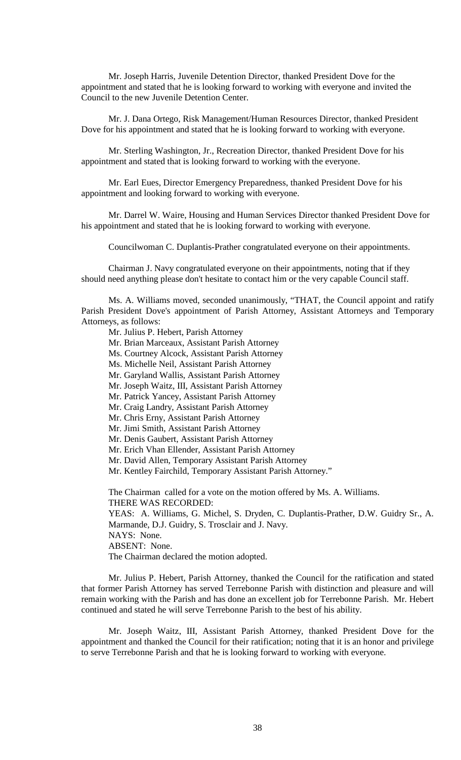Mr. Joseph Harris, Juvenile Detention Director, thanked President Dove for the appointment and stated that he is looking forward to working with everyone and invited the Council to the new Juvenile Detention Center.

Mr. J. Dana Ortego, Risk Management/Human Resources Director, thanked President Dove for his appointment and stated that he is looking forward to working with everyone.

Mr. Sterling Washington, Jr., Recreation Director, thanked President Dove for his appointment and stated that is looking forward to working with the everyone.

Mr. Earl Eues, Director Emergency Preparedness, thanked President Dove for his appointment and looking forward to working with everyone.

Mr. Darrel W. Waire, Housing and Human Services Director thanked President Dove for his appointment and stated that he is looking forward to working with everyone.

Councilwoman C. Duplantis-Prather congratulated everyone on their appointments.

Chairman J. Navy congratulated everyone on their appointments, noting that if they should need anything please don't hesitate to contact him or the very capable Council staff.

Ms. A. Williams moved, seconded unanimously, "THAT, the Council appoint and ratify Parish President Dove's appointment of Parish Attorney, Assistant Attorneys and Temporary Attorneys, as follows:

Mr. Julius P. Hebert, Parish Attorney
Mr. Brian Marceaux, Assistant Parish Attorney
Ms. Courtney Alcock, Assistant Parish Attorney
Ms. Michelle Neil, Assistant Parish Attorney
Mr. Garyland Wallis, Assistant Parish Attorney
Mr. Joseph Waitz, III, Assistant Parish Attorney
Mr. Patrick Yancey, Assistant Parish Attorney
Mr. Craig Landry, Assistant Parish Attorney
Mr. Chris Erny, Assistant Parish Attorney
Mr. Jimi Smith, Assistant Parish Attorney
Mr. Denis Gaubert, Assistant Parish Attorney
Mr. Erich Vhan Ellender, Assistant Parish Attorney
Mr. David Allen, Temporary Assistant Parish Attorney
Mr. Kentley Fairchild, Temporary Assistant Parish Attorney."

The Chairman called for a vote on the motion offered by Ms. A. Williams.
THERE WAS RECORDED:
YEAS: A. Williams, G. Michel, S. Dryden, C. Duplantis-Prather, D.W. Guidry Sr., A. Marmande, D.J. Guidry, S. Trosclair and J. Navy.
NAYS: None.
ABSENT: None.
The Chairman declared the motion adopted.

Mr. Julius P. Hebert, Parish Attorney, thanked the Council for the ratification and stated that former Parish Attorney has served Terrebonne Parish with distinction and pleasure and will remain working with the Parish and has done an excellent job for Terrebonne Parish. Mr. Hebert continued and stated he will serve Terrebonne Parish to the best of his ability.

Mr. Joseph Waitz, III, Assistant Parish Attorney, thanked President Dove for the appointment and thanked the Council for their ratification; noting that it is an honor and privilege to serve Terrebonne Parish and that he is looking forward to working with everyone.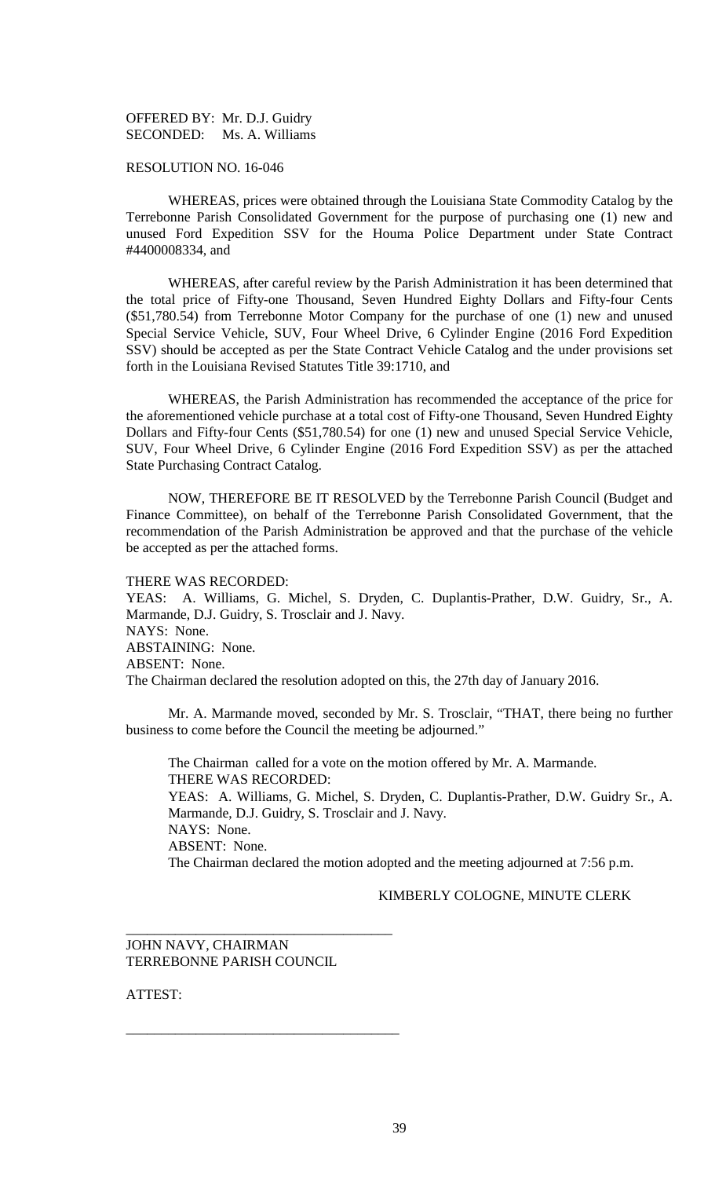OFFERED BY: Mr. D.J. Guidry
SECONDED: Ms. A. Williams

RESOLUTION NO. 16-046

WHEREAS, prices were obtained through the Louisiana State Commodity Catalog by the Terrebonne Parish Consolidated Government for the purpose of purchasing one (1) new and unused Ford Expedition SSV for the Houma Police Department under State Contract #4400008334, and

WHEREAS, after careful review by the Parish Administration it has been determined that the total price of Fifty-one Thousand, Seven Hundred Eighty Dollars and Fifty-four Cents ($51,780.54) from Terrebonne Motor Company for the purchase of one (1) new and unused Special Service Vehicle, SUV, Four Wheel Drive, 6 Cylinder Engine (2016 Ford Expedition SSV) should be accepted as per the State Contract Vehicle Catalog and the under provisions set forth in the Louisiana Revised Statutes Title 39:1710, and

WHEREAS, the Parish Administration has recommended the acceptance of the price for the aforementioned vehicle purchase at a total cost of Fifty-one Thousand, Seven Hundred Eighty Dollars and Fifty-four Cents ($51,780.54) for one (1) new and unused Special Service Vehicle, SUV, Four Wheel Drive, 6 Cylinder Engine (2016 Ford Expedition SSV) as per the attached State Purchasing Contract Catalog.

NOW, THEREFORE BE IT RESOLVED by the Terrebonne Parish Council (Budget and Finance Committee), on behalf of the Terrebonne Parish Consolidated Government, that the recommendation of the Parish Administration be approved and that the purchase of the vehicle be accepted as per the attached forms.

THERE WAS RECORDED:
YEAS: A. Williams, G. Michel, S. Dryden, C. Duplantis-Prather, D.W. Guidry, Sr., A. Marmande, D.J. Guidry, S. Trosclair and J. Navy.
NAYS: None.
ABSTAINING: None.
ABSENT: None.
The Chairman declared the resolution adopted on this, the 27th day of January 2016.

Mr. A. Marmande moved, seconded by Mr. S. Trosclair, "THAT, there being no further business to come before the Council the meeting be adjourned."

The Chairman called for a vote on the motion offered by Mr. A. Marmande.
THERE WAS RECORDED:
YEAS: A. Williams, G. Michel, S. Dryden, C. Duplantis-Prather, D.W. Guidry Sr., A. Marmande, D.J. Guidry, S. Trosclair and J. Navy.
NAYS: None.
ABSENT: None.
The Chairman declared the motion adopted and the meeting adjourned at 7:56 p.m.

KIMBERLY COLOGNE, MINUTE CLERK

\_\_\_\_\_\_\_\_\_\_\_\_\_\_\_\_\_\_\_\_\_\_\_\_\_\_\_\_\_\_\_\_\_\_\_\_\_\_
JOHN NAVY, CHAIRMAN
TERREBONNE PARISH COUNCIL

ATTEST:

\_\_\_\_\_\_\_\_\_\_\_\_\_\_\_\_\_\_\_\_\_\_\_\_\_\_\_\_\_\_\_\_\_\_\_\_\_\_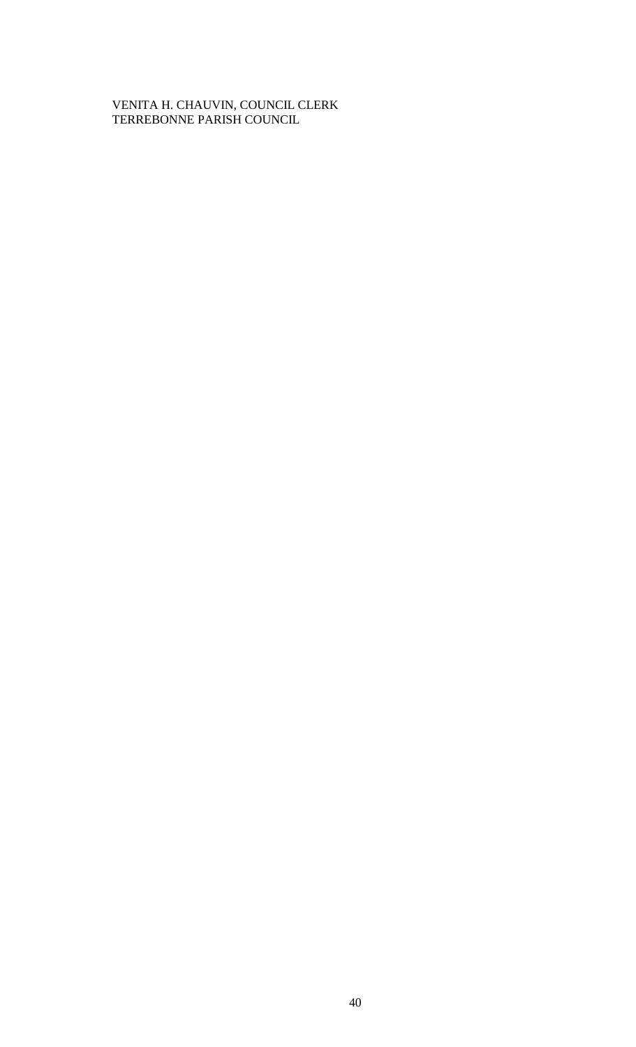VENITA H. CHAUVIN, COUNCIL CLERK
TERREBONNE PARISH COUNCIL